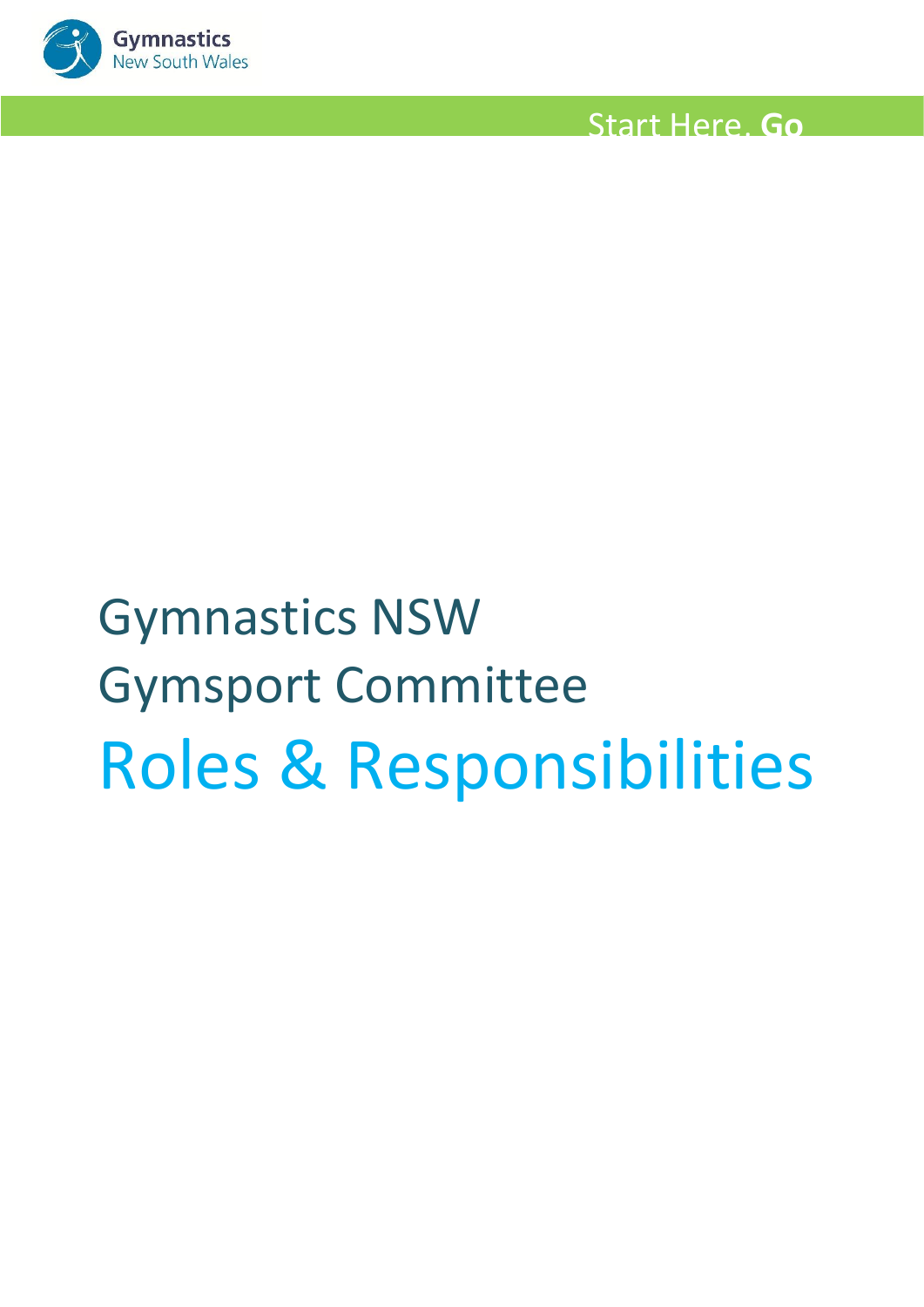Gymnastics
New South Wales

Start Here. **Go**

# Gymnastics NSW
# Gymsport Committee
# Roles & Responsibilities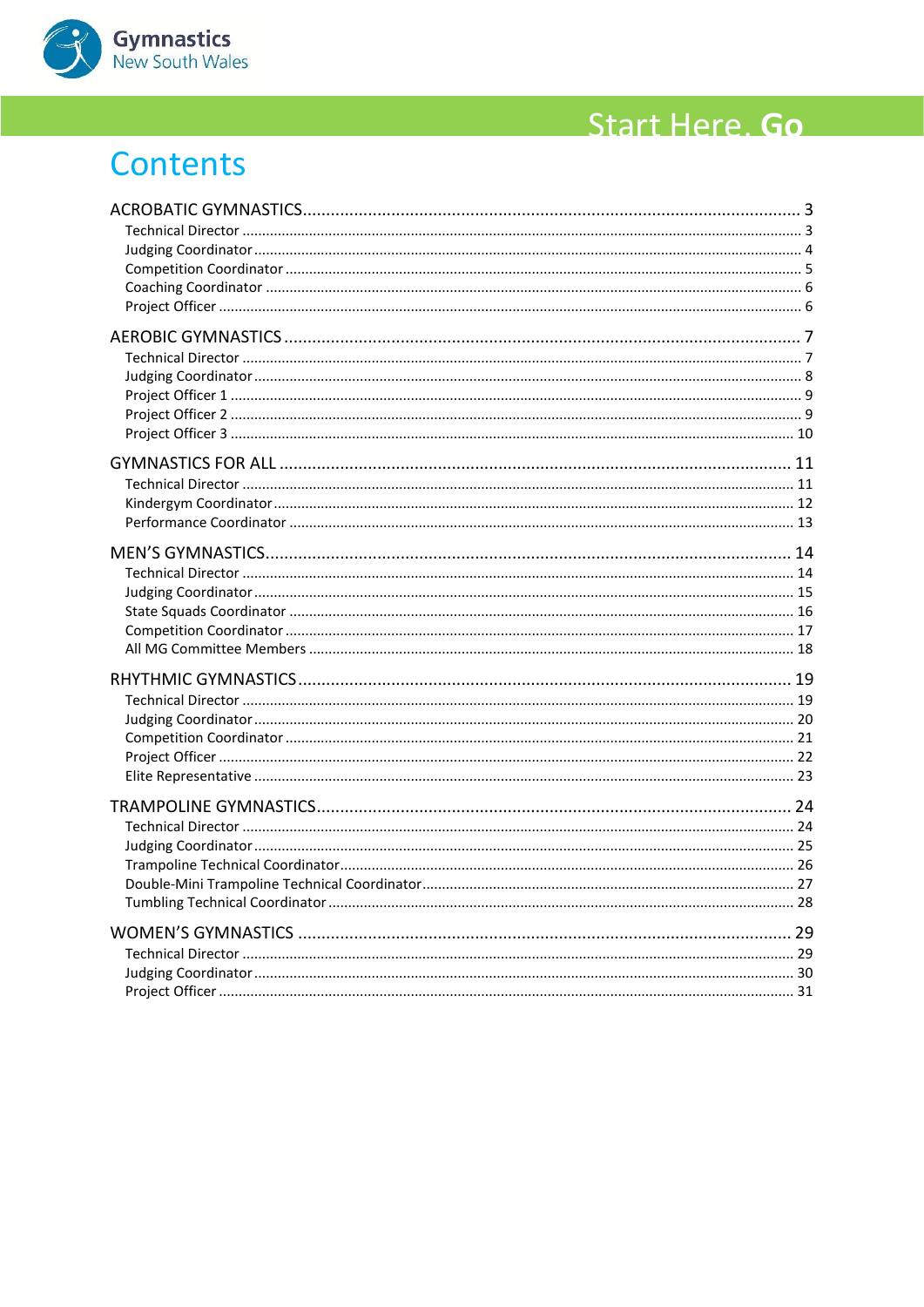# Contents

- ACROBATIC GYMNASTICS .......... 3
  - Technical Director .......... 3
  - Judging Coordinator .......... 4
  - Competition Coordinator .......... 5
  - Coaching Coordinator .......... 6
  - Project Officer .......... 6
- AEROBIC GYMNASTICS .......... 7
  - Technical Director .......... 7
  - Judging Coordinator .......... 8
  - Project Officer 1 .......... 9
  - Project Officer 2 .......... 9
  - Project Officer 3 .......... 10
- GYMNASTICS FOR ALL .......... 11
  - Technical Director .......... 11
  - Kindergym Coordinator .......... 12
  - Performance Coordinator .......... 13
- MEN'S GYMNASTICS .......... 14
  - Technical Director .......... 14
  - Judging Coordinator .......... 15
  - State Squads Coordinator .......... 16
  - Competition Coordinator .......... 17
  - All MG Committee Members .......... 18
- RHYTHMIC GYMNASTICS .......... 19
  - Technical Director .......... 19
  - Judging Coordinator .......... 20
  - Competition Coordinator .......... 21
  - Project Officer .......... 22
  - Elite Representative .......... 23
- TRAMPOLINE GYMNASTICS .......... 24
  - Technical Director .......... 24
  - Judging Coordinator .......... 25
  - Trampoline Technical Coordinator .......... 26
  - Double-Mini Trampoline Technical Coordinator .......... 27
  - Tumbling Technical Coordinator .......... 28
- WOMEN'S GYMNASTICS .......... 29
  - Technical Director .......... 29
  - Judging Coordinator .......... 30
  - Project Officer .......... 31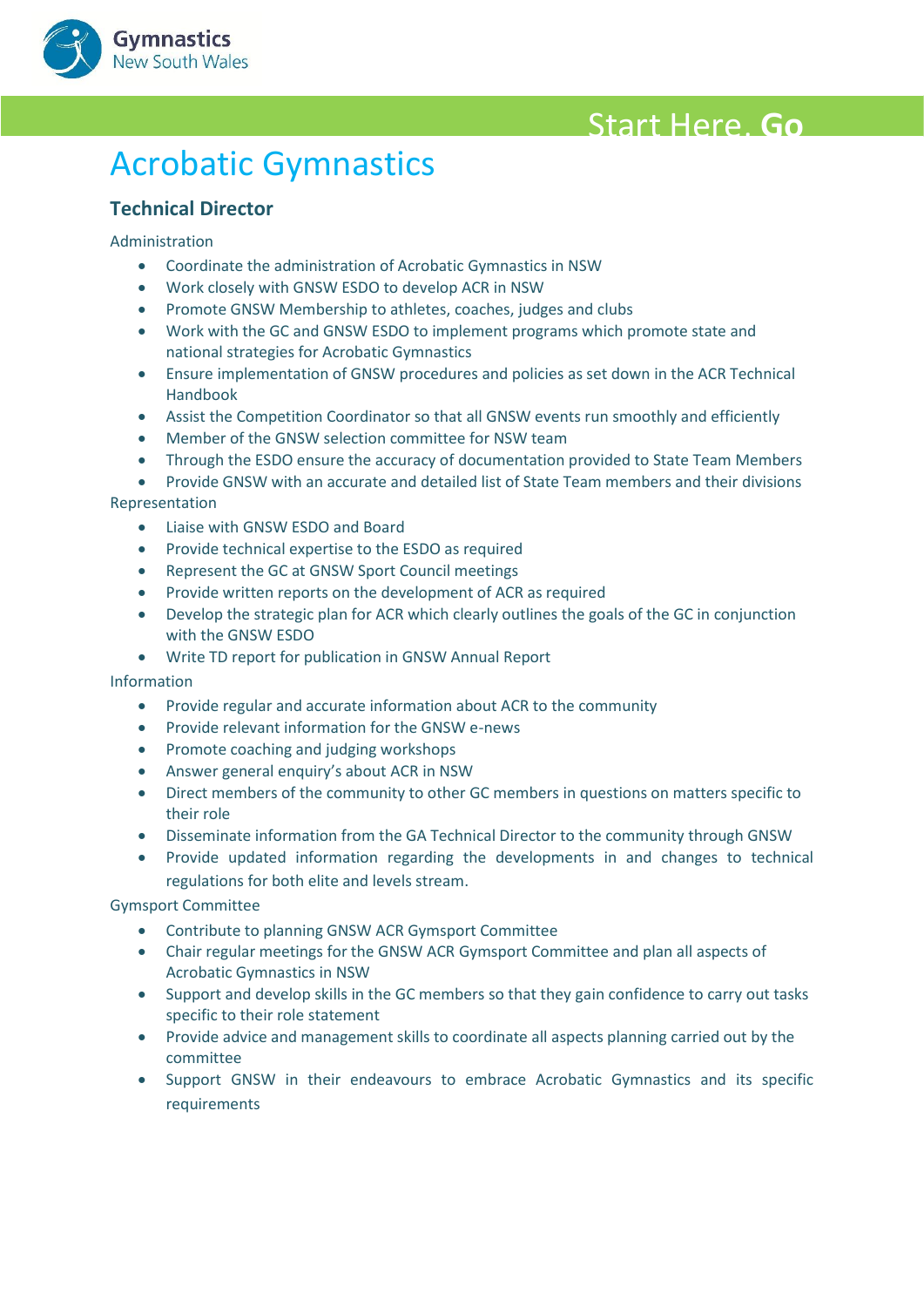# Acrobatic Gymnastics

## Technical Director

Administration

- Coordinate the administration of Acrobatic Gymnastics in NSW
- Work closely with GNSW ESDO to develop ACR in NSW
- Promote GNSW Membership to athletes, coaches, judges and clubs
- Work with the GC and GNSW ESDO to implement programs which promote state and national strategies for Acrobatic Gymnastics
- Ensure implementation of GNSW procedures and policies as set down in the ACR Technical Handbook
- Assist the Competition Coordinator so that all GNSW events run smoothly and efficiently
- Member of the GNSW selection committee for NSW team
- Through the ESDO ensure the accuracy of documentation provided to State Team Members
- Provide GNSW with an accurate and detailed list of State Team members and their divisions

Representation

- Liaise with GNSW ESDO and Board
- Provide technical expertise to the ESDO as required
- Represent the GC at GNSW Sport Council meetings
- Provide written reports on the development of ACR as required
- Develop the strategic plan for ACR which clearly outlines the goals of the GC in conjunction with the GNSW ESDO
- Write TD report for publication in GNSW Annual Report

Information

- Provide regular and accurate information about ACR to the community
- Provide relevant information for the GNSW e-news
- Promote coaching and judging workshops
- Answer general enquiry's about ACR in NSW
- Direct members of the community to other GC members in questions on matters specific to their role
- Disseminate information from the GA Technical Director to the community through GNSW
- Provide updated information regarding the developments in and changes to technical regulations for both elite and levels stream.

Gymsport Committee

- Contribute to planning GNSW ACR Gymsport Committee
- Chair regular meetings for the GNSW ACR Gymsport Committee and plan all aspects of Acrobatic Gymnastics in NSW
- Support and develop skills in the GC members so that they gain confidence to carry out tasks specific to their role statement
- Provide advice and management skills to coordinate all aspects planning carried out by the committee
- Support GNSW in their endeavours to embrace Acrobatic Gymnastics and its specific requirements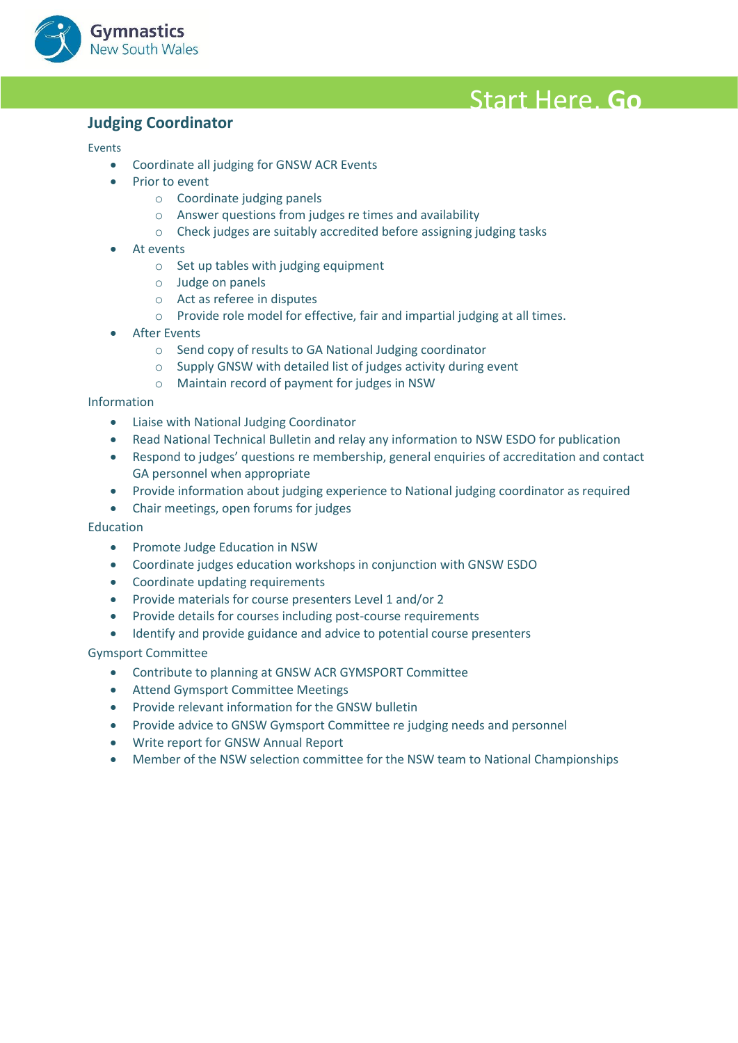## Judging Coordinator

Events

- Coordinate all judging for GNSW ACR Events
- Prior to event
  - Coordinate judging panels
  - Answer questions from judges re times and availability
  - Check judges are suitably accredited before assigning judging tasks
- At events
  - Set up tables with judging equipment
  - Judge on panels
  - Act as referee in disputes
  - Provide role model for effective, fair and impartial judging at all times.
- After Events
  - Send copy of results to GA National Judging coordinator
  - Supply GNSW with detailed list of judges activity during event
  - Maintain record of payment for judges in NSW

Information

- Liaise with National Judging Coordinator
- Read National Technical Bulletin and relay any information to NSW ESDO for publication
- Respond to judges' questions re membership, general enquiries of accreditation and contact GA personnel when appropriate
- Provide information about judging experience to National judging coordinator as required
- Chair meetings, open forums for judges

Education

- Promote Judge Education in NSW
- Coordinate judges education workshops in conjunction with GNSW ESDO
- Coordinate updating requirements
- Provide materials for course presenters Level 1 and/or 2
- Provide details for courses including post-course requirements
- Identify and provide guidance and advice to potential course presenters

Gymsport Committee

- Contribute to planning at GNSW ACR GYMSPORT Committee
- Attend Gymsport Committee Meetings
- Provide relevant information for the GNSW bulletin
- Provide advice to GNSW Gymsport Committee re judging needs and personnel
- Write report for GNSW Annual Report
- Member of the NSW selection committee for the NSW team to National Championships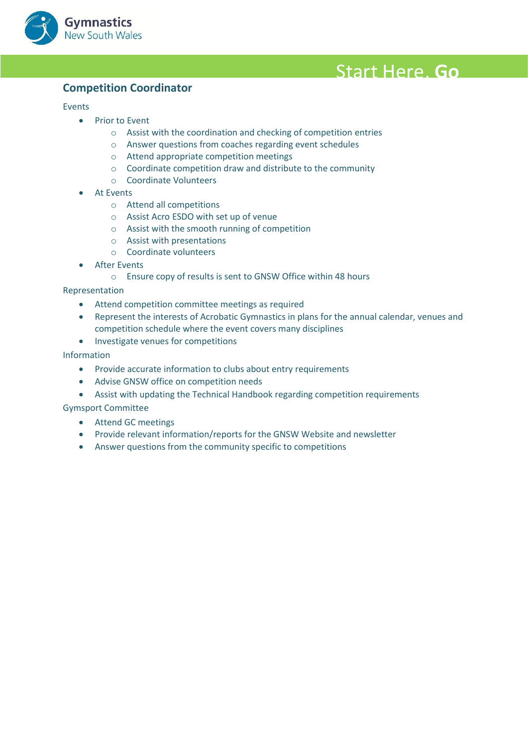## Competition Coordinator

Events

- Prior to Event
  - Assist with the coordination and checking of competition entries
  - Answer questions from coaches regarding event schedules
  - Attend appropriate competition meetings
  - Coordinate competition draw and distribute to the community
  - Coordinate Volunteers
- At Events
  - Attend all competitions
  - Assist Acro ESDO with set up of venue
  - Assist with the smooth running of competition
  - Assist with presentations
  - Coordinate volunteers
- After Events
  - Ensure copy of results is sent to GNSW Office within 48 hours

Representation

- Attend competition committee meetings as required
- Represent the interests of Acrobatic Gymnastics in plans for the annual calendar, venues and competition schedule where the event covers many disciplines
- Investigate venues for competitions

Information

- Provide accurate information to clubs about entry requirements
- Advise GNSW office on competition needs
- Assist with updating the Technical Handbook regarding competition requirements

Gymsport Committee

- Attend GC meetings
- Provide relevant information/reports for the GNSW Website and newsletter
- Answer questions from the community specific to competitions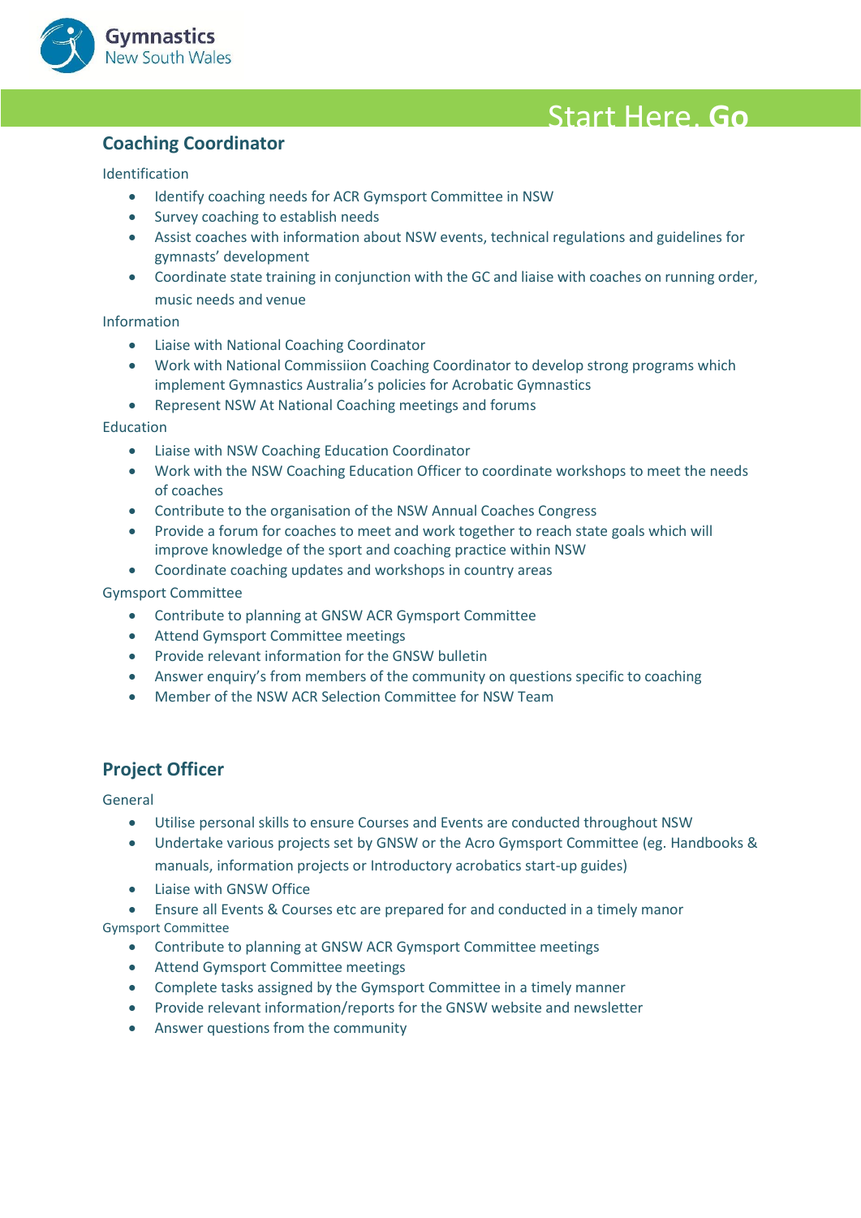## Coaching Coordinator

Identification

- Identify coaching needs for ACR Gymsport Committee in NSW
- Survey coaching to establish needs
- Assist coaches with information about NSW events, technical regulations and guidelines for gymnasts' development
- Coordinate state training in conjunction with the GC and liaise with coaches on running order, music needs and venue

Information

- Liaise with National Coaching Coordinator
- Work with National Commissiion Coaching Coordinator to develop strong programs which implement Gymnastics Australia's policies for Acrobatic Gymnastics
- Represent NSW At National Coaching meetings and forums

Education

- Liaise with NSW Coaching Education Coordinator
- Work with the NSW Coaching Education Officer to coordinate workshops to meet the needs of coaches
- Contribute to the organisation of the NSW Annual Coaches Congress
- Provide a forum for coaches to meet and work together to reach state goals which will improve knowledge of the sport and coaching practice within NSW
- Coordinate coaching updates and workshops in country areas

Gymsport Committee

- Contribute to planning at GNSW ACR Gymsport Committee
- Attend Gymsport Committee meetings
- Provide relevant information for the GNSW bulletin
- Answer enquiry's from members of the community on questions specific to coaching
- Member of the NSW ACR Selection Committee for NSW Team

## Project Officer

General

- Utilise personal skills to ensure Courses and Events are conducted throughout NSW
- Undertake various projects set by GNSW or the Acro Gymsport Committee (eg. Handbooks & manuals, information projects or Introductory acrobatics start-up guides)
- Liaise with GNSW Office
- Ensure all Events & Courses etc are prepared for and conducted in a timely manor

Gymsport Committee

- Contribute to planning at GNSW ACR Gymsport Committee meetings
- Attend Gymsport Committee meetings
- Complete tasks assigned by the Gymsport Committee in a timely manner
- Provide relevant information/reports for the GNSW website and newsletter
- Answer questions from the community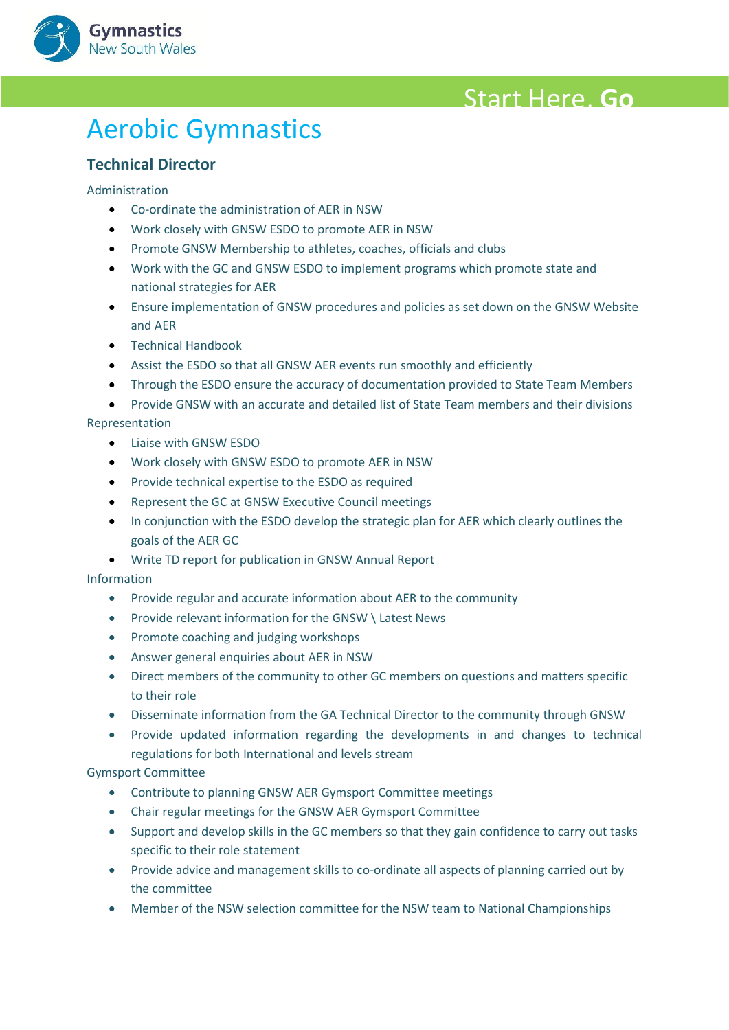# Aerobic Gymnastics

## Technical Director

Administration

- Co-ordinate the administration of AER in NSW
- Work closely with GNSW ESDO to promote AER in NSW
- Promote GNSW Membership to athletes, coaches, officials and clubs
- Work with the GC and GNSW ESDO to implement programs which promote state and national strategies for AER
- Ensure implementation of GNSW procedures and policies as set down on the GNSW Website and AER
- Technical Handbook
- Assist the ESDO so that all GNSW AER events run smoothly and efficiently
- Through the ESDO ensure the accuracy of documentation provided to State Team Members
- Provide GNSW with an accurate and detailed list of State Team members and their divisions

Representation

- Liaise with GNSW ESDO
- Work closely with GNSW ESDO to promote AER in NSW
- Provide technical expertise to the ESDO as required
- Represent the GC at GNSW Executive Council meetings
- In conjunction with the ESDO develop the strategic plan for AER which clearly outlines the goals of the AER GC
- Write TD report for publication in GNSW Annual Report

Information

- Provide regular and accurate information about AER to the community
- Provide relevant information for the GNSW \ Latest News
- Promote coaching and judging workshops
- Answer general enquiries about AER in NSW
- Direct members of the community to other GC members on questions and matters specific to their role
- Disseminate information from the GA Technical Director to the community through GNSW
- Provide updated information regarding the developments in and changes to technical regulations for both International and levels stream

Gymsport Committee

- Contribute to planning GNSW AER Gymsport Committee meetings
- Chair regular meetings for the GNSW AER Gymsport Committee
- Support and develop skills in the GC members so that they gain confidence to carry out tasks specific to their role statement
- Provide advice and management skills to co-ordinate all aspects of planning carried out by the committee
- Member of the NSW selection committee for the NSW team to National Championships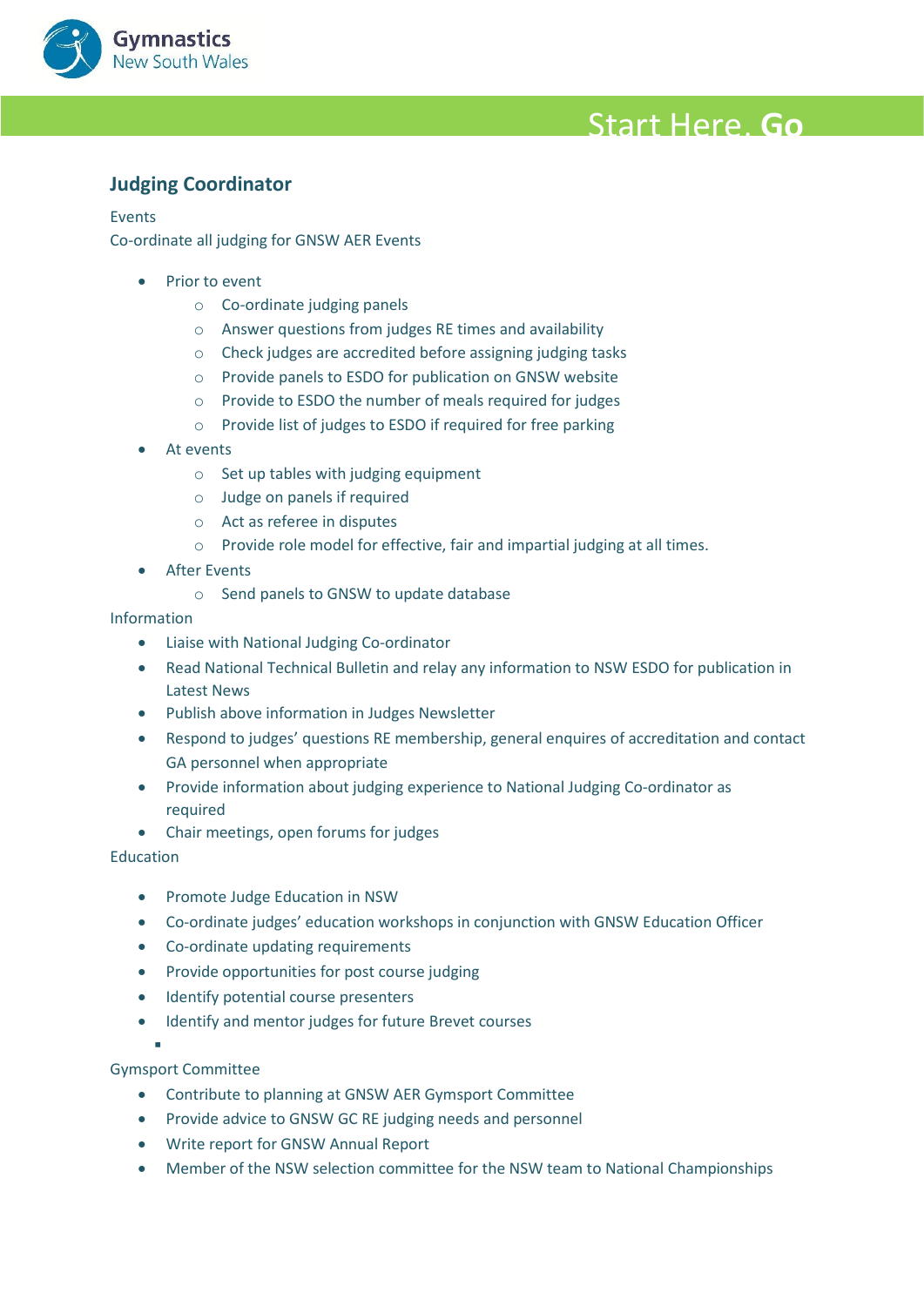## Judging Coordinator

Events

Co-ordinate all judging for GNSW AER Events

- Prior to event
  - Co-ordinate judging panels
  - Answer questions from judges RE times and availability
  - Check judges are accredited before assigning judging tasks
  - Provide panels to ESDO for publication on GNSW website
  - Provide to ESDO the number of meals required for judges
  - Provide list of judges to ESDO if required for free parking
- At events
  - Set up tables with judging equipment
  - Judge on panels if required
  - Act as referee in disputes
  - Provide role model for effective, fair and impartial judging at all times.
- After Events
  - Send panels to GNSW to update database

Information

- Liaise with National Judging Co-ordinator
- Read National Technical Bulletin and relay any information to NSW ESDO for publication in Latest News
- Publish above information in Judges Newsletter
- Respond to judges' questions RE membership, general enquires of accreditation and contact GA personnel when appropriate
- Provide information about judging experience to National Judging Co-ordinator as required
- Chair meetings, open forums for judges

Education

- Promote Judge Education in NSW
- Co-ordinate judges' education workshops in conjunction with GNSW Education Officer
- Co-ordinate updating requirements
- Provide opportunities for post course judging
- Identify potential course presenters
- Identify and mentor judges for future Brevet courses

Gymsport Committee

- Contribute to planning at GNSW AER Gymsport Committee
- Provide advice to GNSW GC RE judging needs and personnel
- Write report for GNSW Annual Report
- Member of the NSW selection committee for the NSW team to National Championships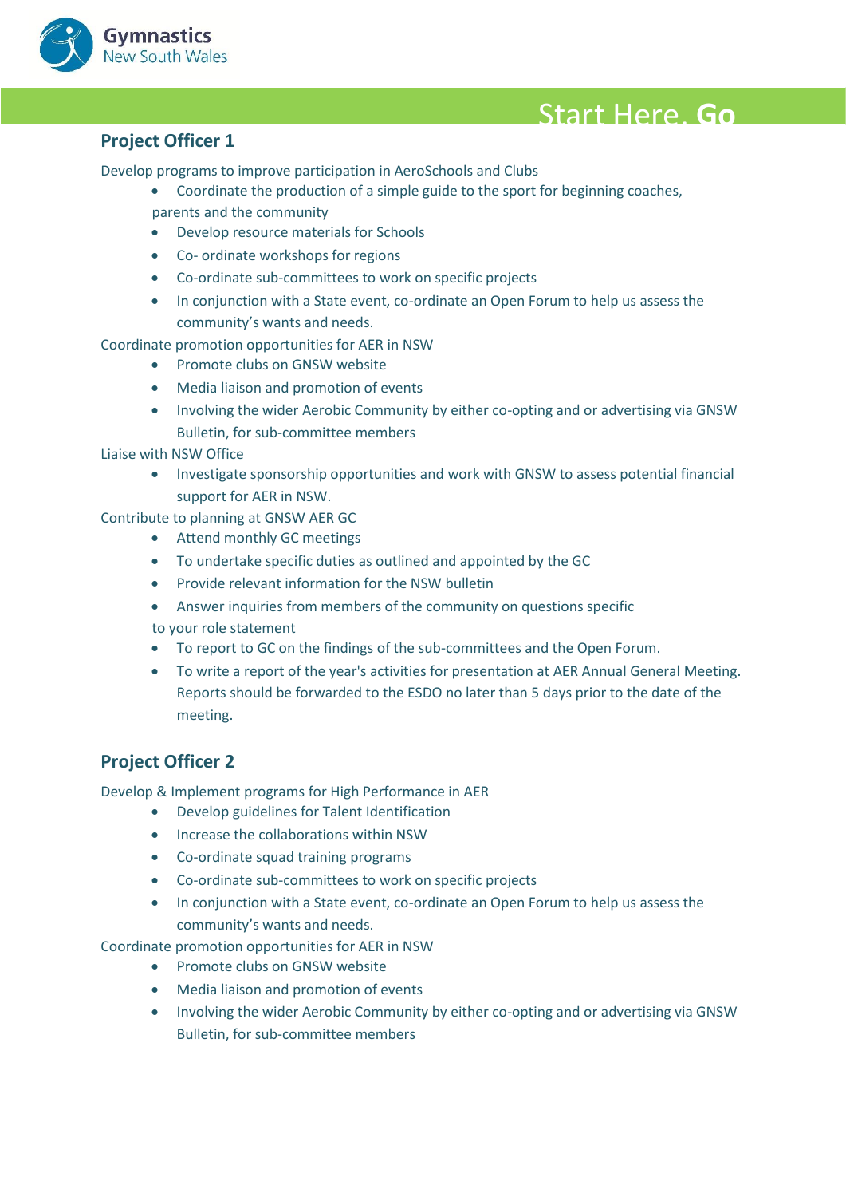## Project Officer 1

Develop programs to improve participation in AeroSchools and Clubs

- Coordinate the production of a simple guide to the sport for beginning coaches, parents and the community
- Develop resource materials for Schools
- Co- ordinate workshops for regions
- Co-ordinate sub-committees to work on specific projects
- In conjunction with a State event, co-ordinate an Open Forum to help us assess the community's wants and needs.

Coordinate promotion opportunities for AER in NSW

- Promote clubs on GNSW website
- Media liaison and promotion of events
- Involving the wider Aerobic Community by either co-opting and or advertising via GNSW Bulletin, for sub-committee members

Liaise with NSW Office

- Investigate sponsorship opportunities and work with GNSW to assess potential financial support for AER in NSW.

Contribute to planning at GNSW AER GC

- Attend monthly GC meetings
- To undertake specific duties as outlined and appointed by the GC
- Provide relevant information for the NSW bulletin
- Answer inquiries from members of the community on questions specific to your role statement
- To report to GC on the findings of the sub-committees and the Open Forum.
- To write a report of the year's activities for presentation at AER Annual General Meeting. Reports should be forwarded to the ESDO no later than 5 days prior to the date of the meeting.

## Project Officer 2

Develop & Implement programs for High Performance in AER

- Develop guidelines for Talent Identification
- Increase the collaborations within NSW
- Co-ordinate squad training programs
- Co-ordinate sub-committees to work on specific projects
- In conjunction with a State event, co-ordinate an Open Forum to help us assess the community's wants and needs.

Coordinate promotion opportunities for AER in NSW

- Promote clubs on GNSW website
- Media liaison and promotion of events
- Involving the wider Aerobic Community by either co-opting and or advertising via GNSW Bulletin, for sub-committee members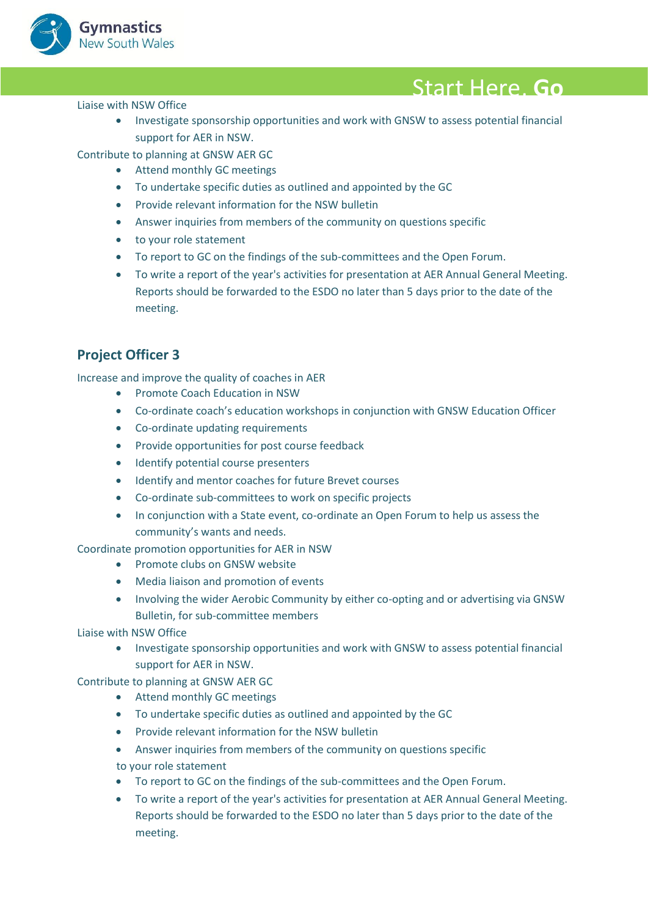Liaise with NSW Office

- Investigate sponsorship opportunities and work with GNSW to assess potential financial support for AER in NSW.

Contribute to planning at GNSW AER GC

- Attend monthly GC meetings
- To undertake specific duties as outlined and appointed by the GC
- Provide relevant information for the NSW bulletin
- Answer inquiries from members of the community on questions specific
- to your role statement
- To report to GC on the findings of the sub-committees and the Open Forum.
- To write a report of the year's activities for presentation at AER Annual General Meeting. Reports should be forwarded to the ESDO no later than 5 days prior to the date of the meeting.

## Project Officer 3

Increase and improve the quality of coaches in AER

- Promote Coach Education in NSW
- Co-ordinate coach's education workshops in conjunction with GNSW Education Officer
- Co-ordinate updating requirements
- Provide opportunities for post course feedback
- Identify potential course presenters
- Identify and mentor coaches for future Brevet courses
- Co-ordinate sub-committees to work on specific projects
- In conjunction with a State event, co-ordinate an Open Forum to help us assess the community's wants and needs.

Coordinate promotion opportunities for AER in NSW

- Promote clubs on GNSW website
- Media liaison and promotion of events
- Involving the wider Aerobic Community by either co-opting and or advertising via GNSW Bulletin, for sub-committee members

Liaise with NSW Office

- Investigate sponsorship opportunities and work with GNSW to assess potential financial support for AER in NSW.

Contribute to planning at GNSW AER GC

- Attend monthly GC meetings
- To undertake specific duties as outlined and appointed by the GC
- Provide relevant information for the NSW bulletin
- Answer inquiries from members of the community on questions specific to your role statement
- To report to GC on the findings of the sub-committees and the Open Forum.
- To write a report of the year's activities for presentation at AER Annual General Meeting. Reports should be forwarded to the ESDO no later than 5 days prior to the date of the meeting.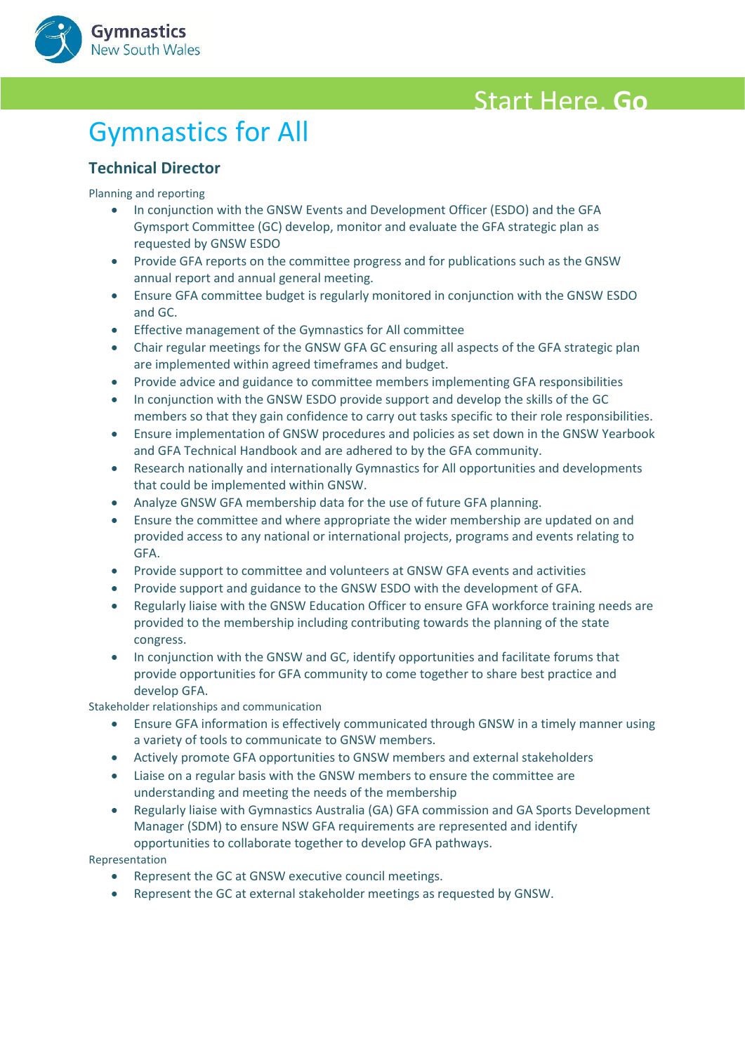# Gymnastics for All

## Technical Director

Planning and reporting

- In conjunction with the GNSW Events and Development Officer (ESDO) and the GFA Gymsport Committee (GC) develop, monitor and evaluate the GFA strategic plan as requested by GNSW ESDO
- Provide GFA reports on the committee progress and for publications such as the GNSW annual report and annual general meeting.
- Ensure GFA committee budget is regularly monitored in conjunction with the GNSW ESDO and GC.
- Effective management of the Gymnastics for All committee
- Chair regular meetings for the GNSW GFA GC ensuring all aspects of the GFA strategic plan are implemented within agreed timeframes and budget.
- Provide advice and guidance to committee members implementing GFA responsibilities
- In conjunction with the GNSW ESDO provide support and develop the skills of the GC members so that they gain confidence to carry out tasks specific to their role responsibilities.
- Ensure implementation of GNSW procedures and policies as set down in the GNSW Yearbook and GFA Technical Handbook and are adhered to by the GFA community.
- Research nationally and internationally Gymnastics for All opportunities and developments that could be implemented within GNSW.
- Analyze GNSW GFA membership data for the use of future GFA planning.
- Ensure the committee and where appropriate the wider membership are updated on and provided access to any national or international projects, programs and events relating to GFA.
- Provide support to committee and volunteers at GNSW GFA events and activities
- Provide support and guidance to the GNSW ESDO with the development of GFA.
- Regularly liaise with the GNSW Education Officer to ensure GFA workforce training needs are provided to the membership including contributing towards the planning of the state congress.
- In conjunction with the GNSW and GC, identify opportunities and facilitate forums that provide opportunities for GFA community to come together to share best practice and develop GFA.

Stakeholder relationships and communication

- Ensure GFA information is effectively communicated through GNSW in a timely manner using a variety of tools to communicate to GNSW members.
- Actively promote GFA opportunities to GNSW members and external stakeholders
- Liaise on a regular basis with the GNSW members to ensure the committee are understanding and meeting the needs of the membership
- Regularly liaise with Gymnastics Australia (GA) GFA commission and GA Sports Development Manager (SDM) to ensure NSW GFA requirements are represented and identify opportunities to collaborate together to develop GFA pathways.

Representation

- Represent the GC at GNSW executive council meetings.
- Represent the GC at external stakeholder meetings as requested by GNSW.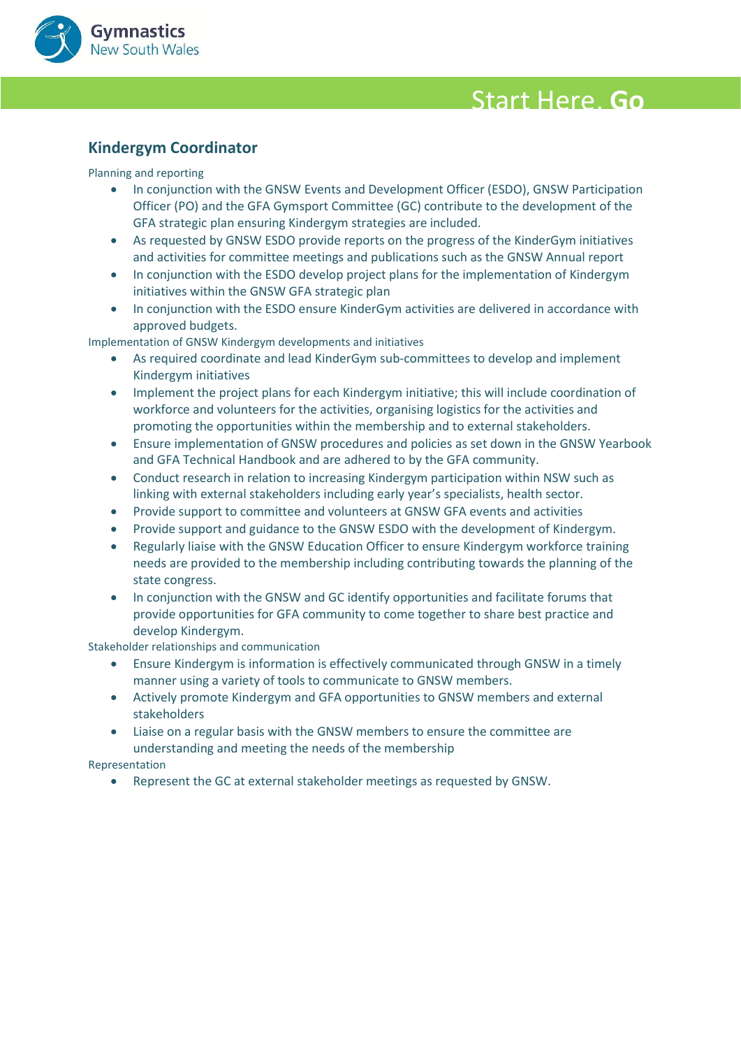## Kindergym Coordinator

Planning and reporting

- In conjunction with the GNSW Events and Development Officer (ESDO), GNSW Participation Officer (PO) and the GFA Gymsport Committee (GC) contribute to the development of the GFA strategic plan ensuring Kindergym strategies are included.
- As requested by GNSW ESDO provide reports on the progress of the KinderGym initiatives and activities for committee meetings and publications such as the GNSW Annual report
- In conjunction with the ESDO develop project plans for the implementation of Kindergym initiatives within the GNSW GFA strategic plan
- In conjunction with the ESDO ensure KinderGym activities are delivered in accordance with approved budgets.

Implementation of GNSW Kindergym developments and initiatives

- As required coordinate and lead KinderGym sub-committees to develop and implement Kindergym initiatives
- Implement the project plans for each Kindergym initiative; this will include coordination of workforce and volunteers for the activities, organising logistics for the activities and promoting the opportunities within the membership and to external stakeholders.
- Ensure implementation of GNSW procedures and policies as set down in the GNSW Yearbook and GFA Technical Handbook and are adhered to by the GFA community.
- Conduct research in relation to increasing Kindergym participation within NSW such as linking with external stakeholders including early year's specialists, health sector.
- Provide support to committee and volunteers at GNSW GFA events and activities
- Provide support and guidance to the GNSW ESDO with the development of Kindergym.
- Regularly liaise with the GNSW Education Officer to ensure Kindergym workforce training needs are provided to the membership including contributing towards the planning of the state congress.
- In conjunction with the GNSW and GC identify opportunities and facilitate forums that provide opportunities for GFA community to come together to share best practice and develop Kindergym.

Stakeholder relationships and communication

- Ensure Kindergym is information is effectively communicated through GNSW in a timely manner using a variety of tools to communicate to GNSW members.
- Actively promote Kindergym and GFA opportunities to GNSW members and external stakeholders
- Liaise on a regular basis with the GNSW members to ensure the committee are understanding and meeting the needs of the membership

Representation

- Represent the GC at external stakeholder meetings as requested by GNSW.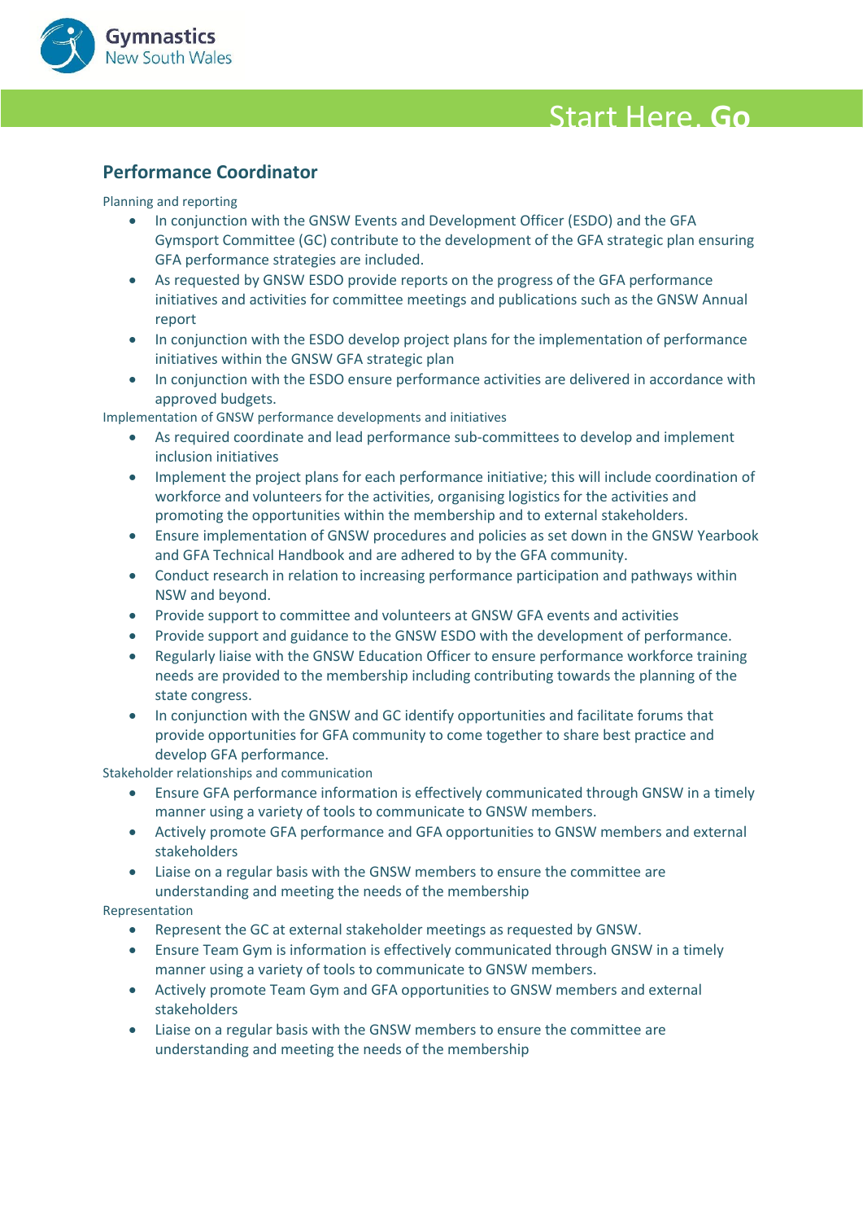## Performance Coordinator

Planning and reporting

- In conjunction with the GNSW Events and Development Officer (ESDO) and the GFA Gymsport Committee (GC) contribute to the development of the GFA strategic plan ensuring GFA performance strategies are included.
- As requested by GNSW ESDO provide reports on the progress of the GFA performance initiatives and activities for committee meetings and publications such as the GNSW Annual report
- In conjunction with the ESDO develop project plans for the implementation of performance initiatives within the GNSW GFA strategic plan
- In conjunction with the ESDO ensure performance activities are delivered in accordance with approved budgets.

Implementation of GNSW performance developments and initiatives

- As required coordinate and lead performance sub-committees to develop and implement inclusion initiatives
- Implement the project plans for each performance initiative; this will include coordination of workforce and volunteers for the activities, organising logistics for the activities and promoting the opportunities within the membership and to external stakeholders.
- Ensure implementation of GNSW procedures and policies as set down in the GNSW Yearbook and GFA Technical Handbook and are adhered to by the GFA community.
- Conduct research in relation to increasing performance participation and pathways within NSW and beyond.
- Provide support to committee and volunteers at GNSW GFA events and activities
- Provide support and guidance to the GNSW ESDO with the development of performance.
- Regularly liaise with the GNSW Education Officer to ensure performance workforce training needs are provided to the membership including contributing towards the planning of the state congress.
- In conjunction with the GNSW and GC identify opportunities and facilitate forums that provide opportunities for GFA community to come together to share best practice and develop GFA performance.

Stakeholder relationships and communication

- Ensure GFA performance information is effectively communicated through GNSW in a timely manner using a variety of tools to communicate to GNSW members.
- Actively promote GFA performance and GFA opportunities to GNSW members and external stakeholders
- Liaise on a regular basis with the GNSW members to ensure the committee are understanding and meeting the needs of the membership

Representation

- Represent the GC at external stakeholder meetings as requested by GNSW.
- Ensure Team Gym is information is effectively communicated through GNSW in a timely manner using a variety of tools to communicate to GNSW members.
- Actively promote Team Gym and GFA opportunities to GNSW members and external stakeholders
- Liaise on a regular basis with the GNSW members to ensure the committee are understanding and meeting the needs of the membership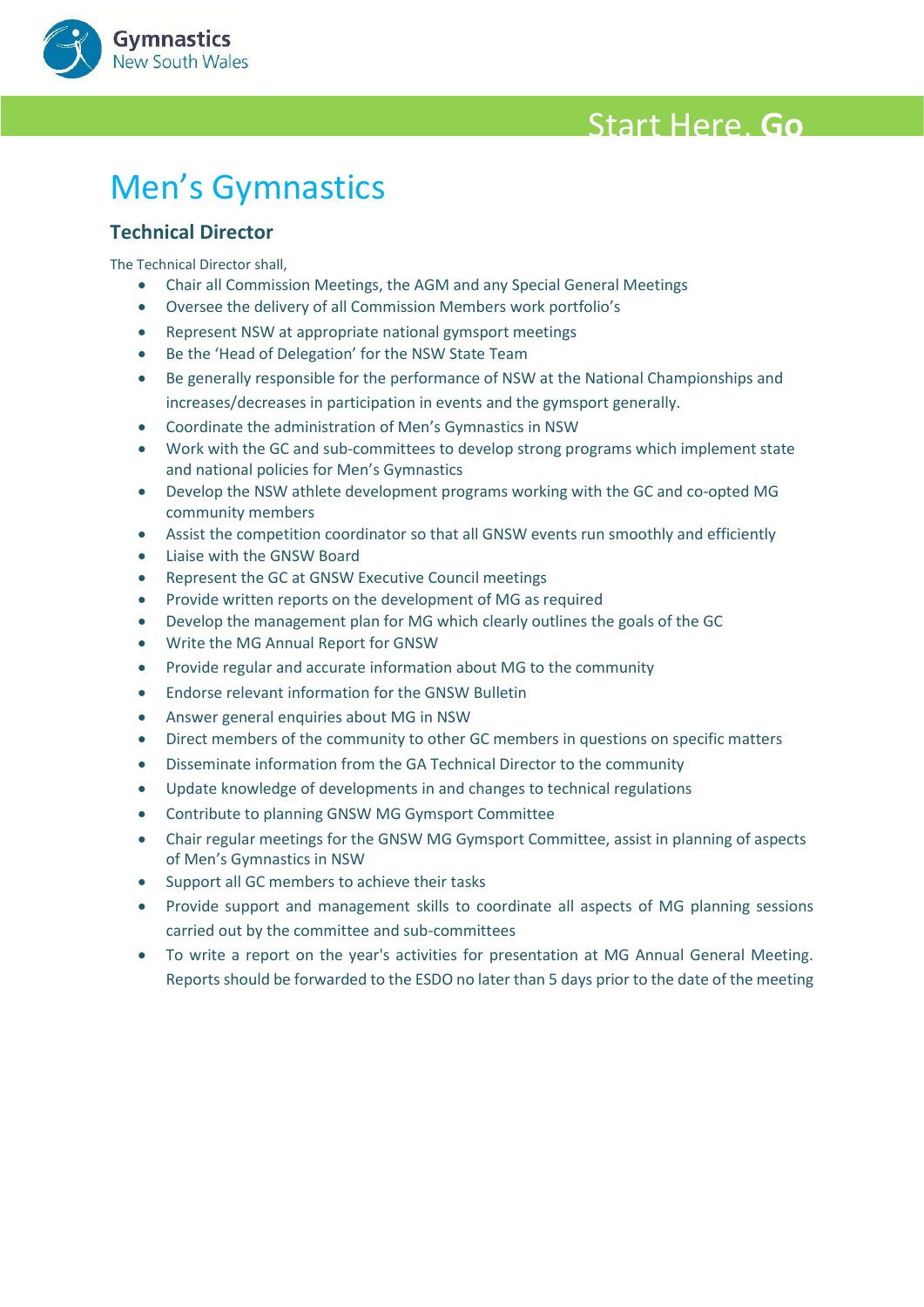# Men's Gymnastics

## Technical Director

The Technical Director shall,

- Chair all Commission Meetings, the AGM and any Special General Meetings
- Oversee the delivery of all Commission Members work portfolio's
- Represent NSW at appropriate national gymsport meetings
- Be the 'Head of Delegation' for the NSW State Team
- Be generally responsible for the performance of NSW at the National Championships and increases/decreases in participation in events and the gymsport generally.
- Coordinate the administration of Men's Gymnastics in NSW
- Work with the GC and sub-committees to develop strong programs which implement state and national policies for Men's Gymnastics
- Develop the NSW athlete development programs working with the GC and co-opted MG community members
- Assist the competition coordinator so that all GNSW events run smoothly and efficiently
- Liaise with the GNSW Board
- Represent the GC at GNSW Executive Council meetings
- Provide written reports on the development of MG as required
- Develop the management plan for MG which clearly outlines the goals of the GC
- Write the MG Annual Report for GNSW
- Provide regular and accurate information about MG to the community
- Endorse relevant information for the GNSW Bulletin
- Answer general enquiries about MG in NSW
- Direct members of the community to other GC members in questions on specific matters
- Disseminate information from the GA Technical Director to the community
- Update knowledge of developments in and changes to technical regulations
- Contribute to planning GNSW MG Gymsport Committee
- Chair regular meetings for the GNSW MG Gymsport Committee, assist in planning of aspects of Men's Gymnastics in NSW
- Support all GC members to achieve their tasks
- Provide support and management skills to coordinate all aspects of MG planning sessions carried out by the committee and sub-committees
- To write a report on the year's activities for presentation at MG Annual General Meeting. Reports should be forwarded to the ESDO no later than 5 days prior to the date of the meeting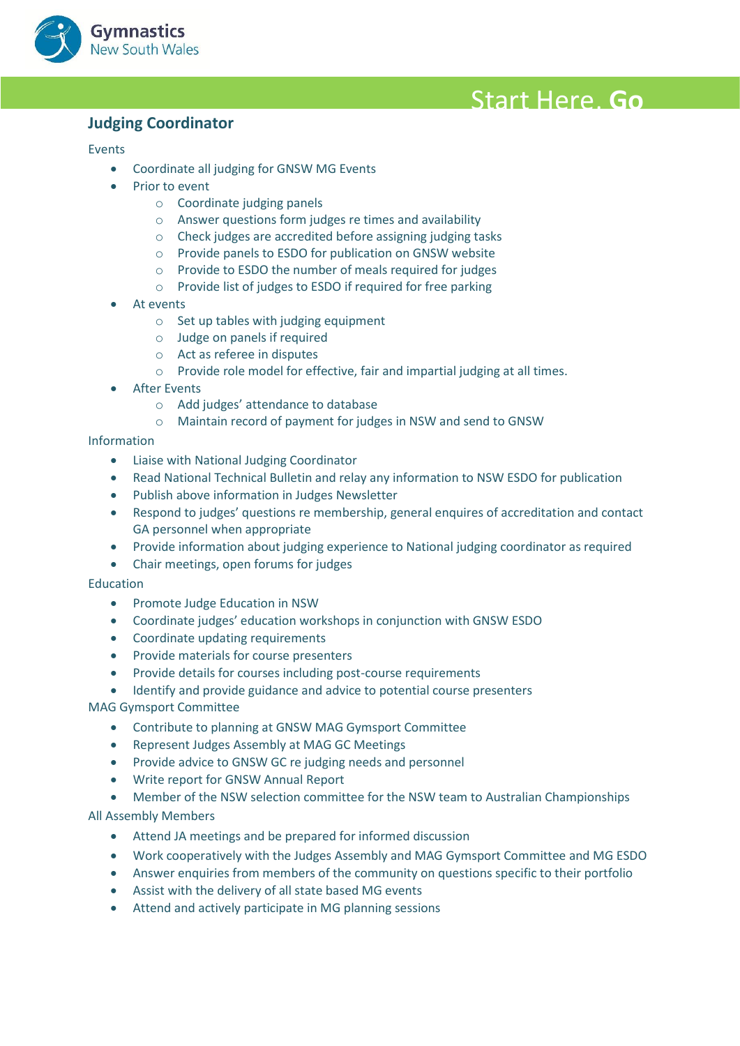## Judging Coordinator

Events

- Coordinate all judging for GNSW MG Events
- Prior to event
  - Coordinate judging panels
  - Answer questions form judges re times and availability
  - Check judges are accredited before assigning judging tasks
  - Provide panels to ESDO for publication on GNSW website
  - Provide to ESDO the number of meals required for judges
  - Provide list of judges to ESDO if required for free parking
- At events
  - Set up tables with judging equipment
  - Judge on panels if required
  - Act as referee in disputes
  - Provide role model for effective, fair and impartial judging at all times.
- After Events
  - Add judges' attendance to database
  - Maintain record of payment for judges in NSW and send to GNSW

Information

- Liaise with National Judging Coordinator
- Read National Technical Bulletin and relay any information to NSW ESDO for publication
- Publish above information in Judges Newsletter
- Respond to judges' questions re membership, general enquires of accreditation and contact GA personnel when appropriate
- Provide information about judging experience to National judging coordinator as required
- Chair meetings, open forums for judges

Education

- Promote Judge Education in NSW
- Coordinate judges' education workshops in conjunction with GNSW ESDO
- Coordinate updating requirements
- Provide materials for course presenters
- Provide details for courses including post-course requirements
- Identify and provide guidance and advice to potential course presenters

MAG Gymsport Committee

- Contribute to planning at GNSW MAG Gymsport Committee
- Represent Judges Assembly at MAG GC Meetings
- Provide advice to GNSW GC re judging needs and personnel
- Write report for GNSW Annual Report
- Member of the NSW selection committee for the NSW team to Australian Championships

All Assembly Members

- Attend JA meetings and be prepared for informed discussion
- Work cooperatively with the Judges Assembly and MAG Gymsport Committee and MG ESDO
- Answer enquiries from members of the community on questions specific to their portfolio
- Assist with the delivery of all state based MG events
- Attend and actively participate in MG planning sessions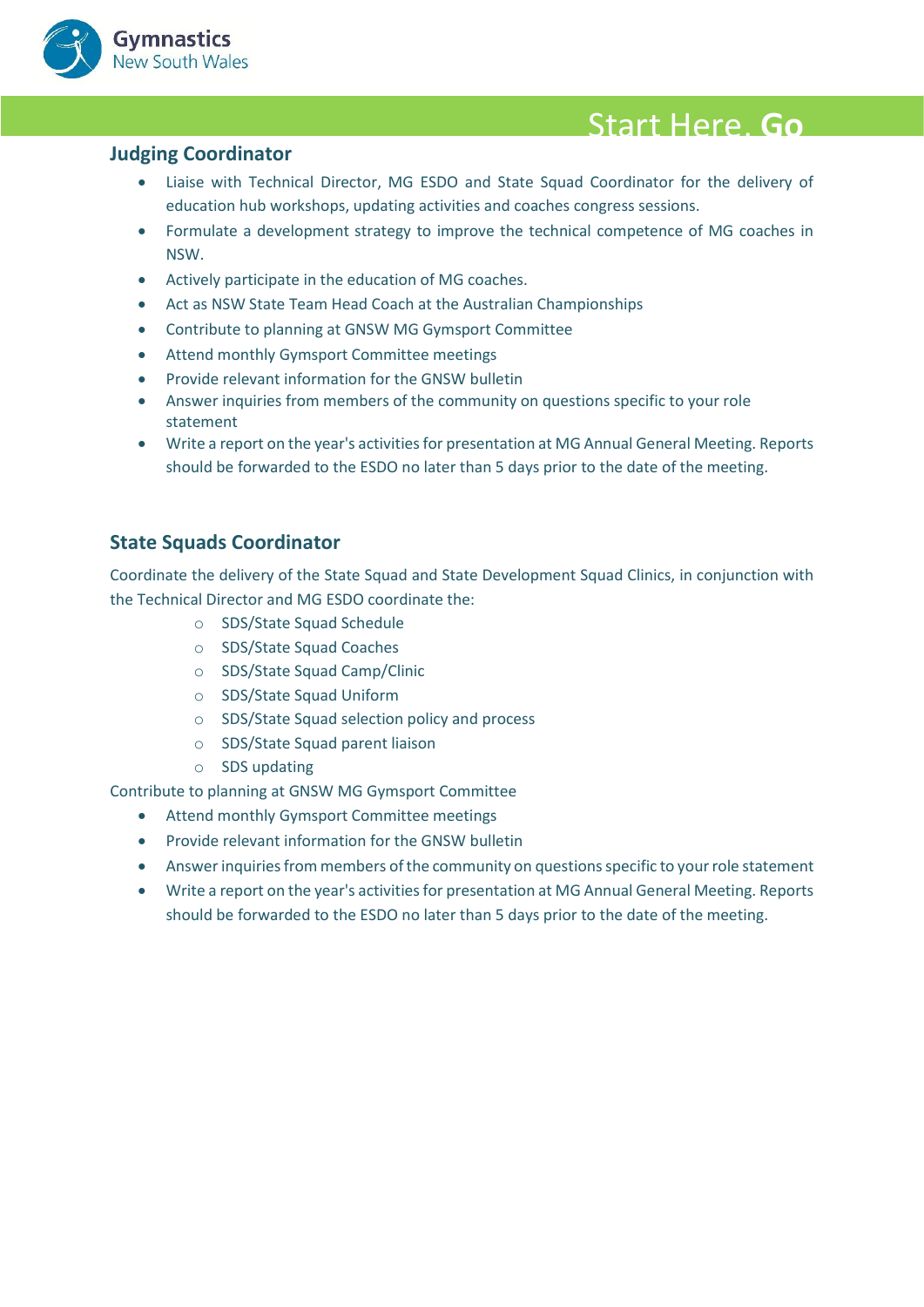## Judging Coordinator

- Liaise with Technical Director, MG ESDO and State Squad Coordinator for the delivery of education hub workshops, updating activities and coaches congress sessions.
- Formulate a development strategy to improve the technical competence of MG coaches in NSW.
- Actively participate in the education of MG coaches.
- Act as NSW State Team Head Coach at the Australian Championships
- Contribute to planning at GNSW MG Gymsport Committee
- Attend monthly Gymsport Committee meetings
- Provide relevant information for the GNSW bulletin
- Answer inquiries from members of the community on questions specific to your role statement
- Write a report on the year's activities for presentation at MG Annual General Meeting. Reports should be forwarded to the ESDO no later than 5 days prior to the date of the meeting.

## State Squads Coordinator

Coordinate the delivery of the State Squad and State Development Squad Clinics, in conjunction with the Technical Director and MG ESDO coordinate the:

- SDS/State Squad Schedule
- SDS/State Squad Coaches
- SDS/State Squad Camp/Clinic
- SDS/State Squad Uniform
- SDS/State Squad selection policy and process
- SDS/State Squad parent liaison
- SDS updating

Contribute to planning at GNSW MG Gymsport Committee

- Attend monthly Gymsport Committee meetings
- Provide relevant information for the GNSW bulletin
- Answer inquiries from members of the community on questions specific to your role statement
- Write a report on the year's activities for presentation at MG Annual General Meeting. Reports should be forwarded to the ESDO no later than 5 days prior to the date of the meeting.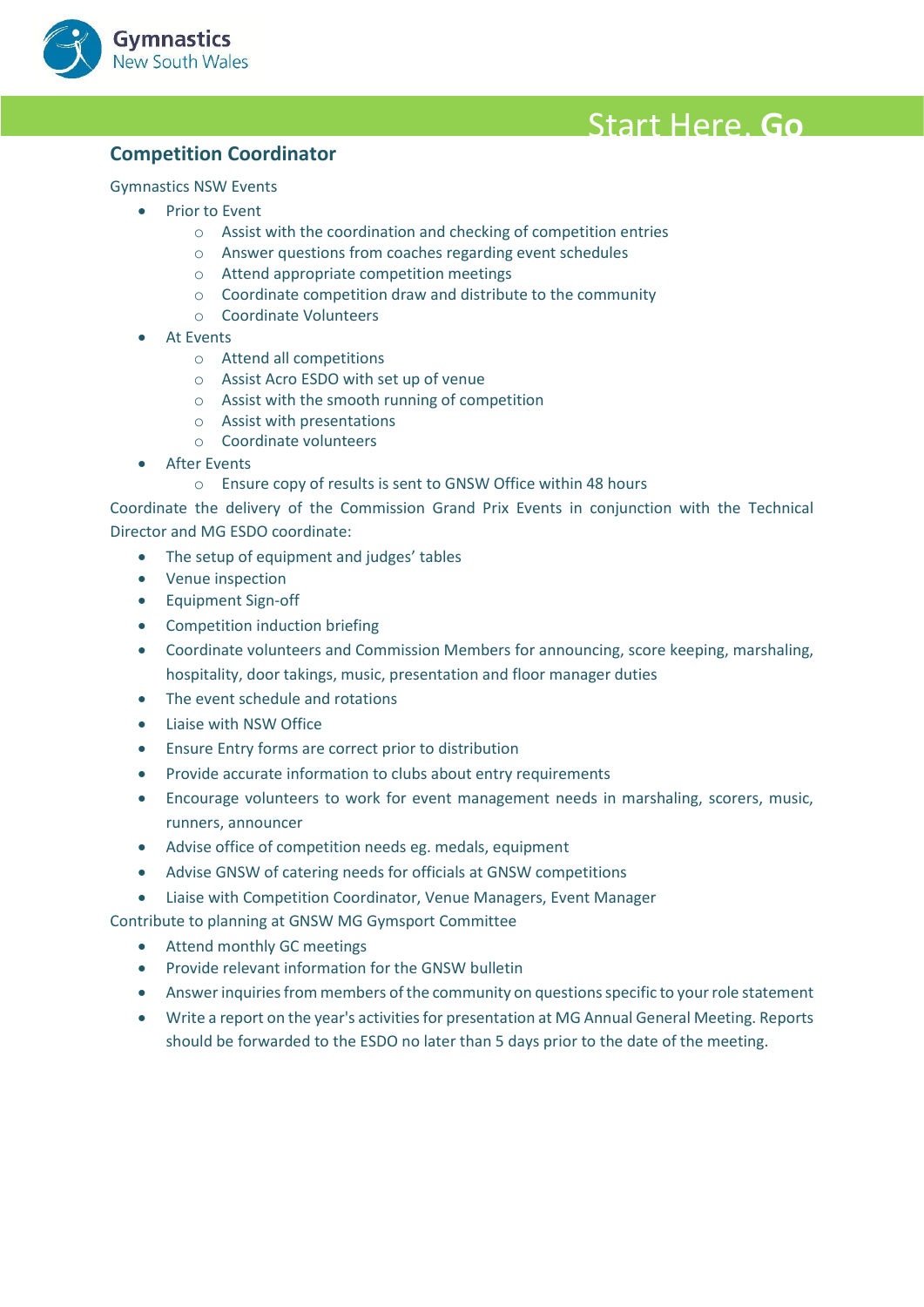## Competition Coordinator

Gymnastics NSW Events

- Prior to Event
  - Assist with the coordination and checking of competition entries
  - Answer questions from coaches regarding event schedules
  - Attend appropriate competition meetings
  - Coordinate competition draw and distribute to the community
  - Coordinate Volunteers
- At Events
  - Attend all competitions
  - Assist Acro ESDO with set up of venue
  - Assist with the smooth running of competition
  - Assist with presentations
  - Coordinate volunteers
- After Events
  - Ensure copy of results is sent to GNSW Office within 48 hours

Coordinate the delivery of the Commission Grand Prix Events in conjunction with the Technical Director and MG ESDO coordinate:

- The setup of equipment and judges' tables
- Venue inspection
- Equipment Sign-off
- Competition induction briefing
- Coordinate volunteers and Commission Members for announcing, score keeping, marshaling, hospitality, door takings, music, presentation and floor manager duties
- The event schedule and rotations
- Liaise with NSW Office
- Ensure Entry forms are correct prior to distribution
- Provide accurate information to clubs about entry requirements
- Encourage volunteers to work for event management needs in marshaling, scorers, music, runners, announcer
- Advise office of competition needs eg. medals, equipment
- Advise GNSW of catering needs for officials at GNSW competitions
- Liaise with Competition Coordinator, Venue Managers, Event Manager

Contribute to planning at GNSW MG Gymsport Committee

- Attend monthly GC meetings
- Provide relevant information for the GNSW bulletin
- Answer inquiries from members of the community on questions specific to your role statement
- Write a report on the year's activities for presentation at MG Annual General Meeting. Reports should be forwarded to the ESDO no later than 5 days prior to the date of the meeting.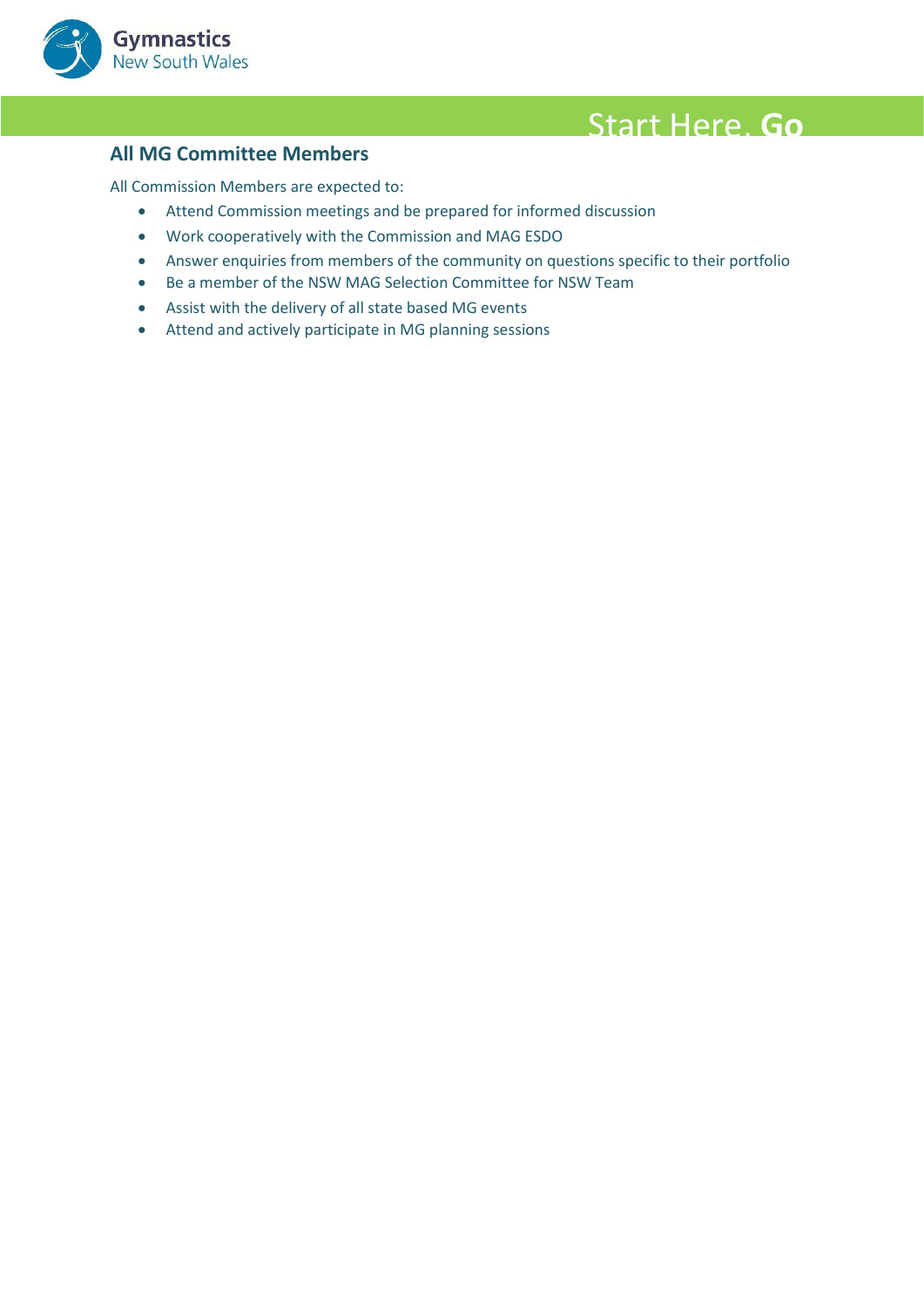## All MG Committee Members

All Commission Members are expected to:

- Attend Commission meetings and be prepared for informed discussion
- Work cooperatively with the Commission and MAG ESDO
- Answer enquiries from members of the community on questions specific to their portfolio
- Be a member of the NSW MAG Selection Committee for NSW Team
- Assist with the delivery of all state based MG events
- Attend and actively participate in MG planning sessions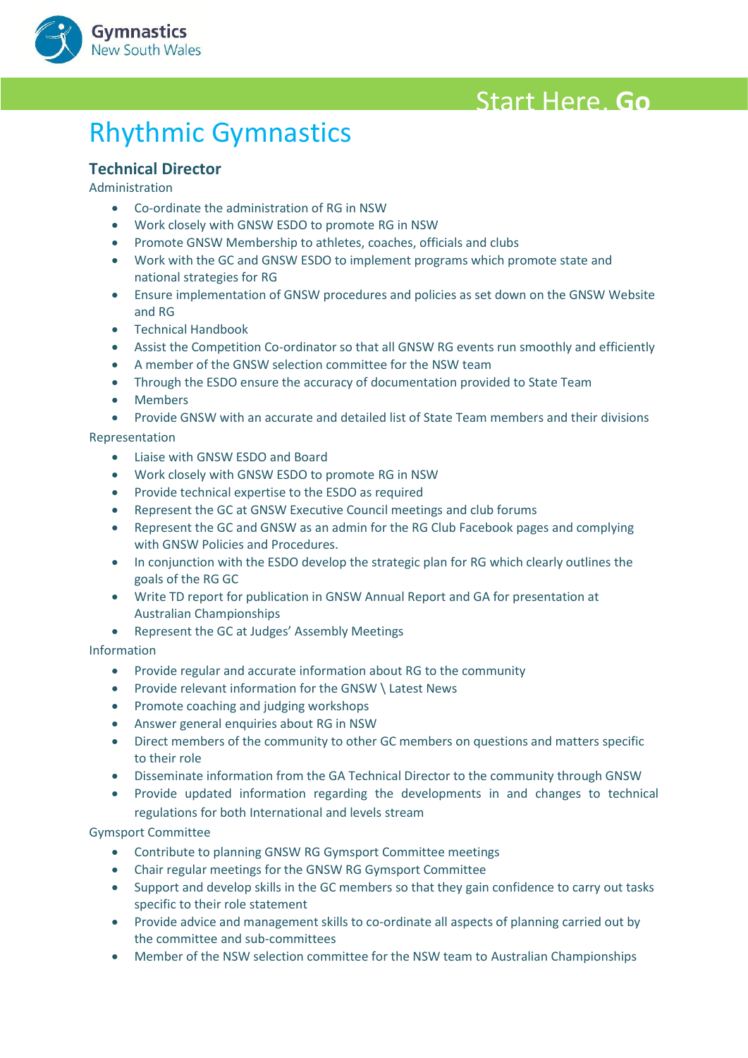# Rhythmic Gymnastics

## Technical Director

Administration

- Co-ordinate the administration of RG in NSW
- Work closely with GNSW ESDO to promote RG in NSW
- Promote GNSW Membership to athletes, coaches, officials and clubs
- Work with the GC and GNSW ESDO to implement programs which promote state and national strategies for RG
- Ensure implementation of GNSW procedures and policies as set down on the GNSW Website and RG
- Technical Handbook
- Assist the Competition Co-ordinator so that all GNSW RG events run smoothly and efficiently
- A member of the GNSW selection committee for the NSW team
- Through the ESDO ensure the accuracy of documentation provided to State Team
- Members
- Provide GNSW with an accurate and detailed list of State Team members and their divisions

Representation

- Liaise with GNSW ESDO and Board
- Work closely with GNSW ESDO to promote RG in NSW
- Provide technical expertise to the ESDO as required
- Represent the GC at GNSW Executive Council meetings and club forums
- Represent the GC and GNSW as an admin for the RG Club Facebook pages and complying with GNSW Policies and Procedures.
- In conjunction with the ESDO develop the strategic plan for RG which clearly outlines the goals of the RG GC
- Write TD report for publication in GNSW Annual Report and GA for presentation at Australian Championships
- Represent the GC at Judges' Assembly Meetings

Information

- Provide regular and accurate information about RG to the community
- Provide relevant information for the GNSW \ Latest News
- Promote coaching and judging workshops
- Answer general enquiries about RG in NSW
- Direct members of the community to other GC members on questions and matters specific to their role
- Disseminate information from the GA Technical Director to the community through GNSW
- Provide updated information regarding the developments in and changes to technical regulations for both International and levels stream

Gymsport Committee

- Contribute to planning GNSW RG Gymsport Committee meetings
- Chair regular meetings for the GNSW RG Gymsport Committee
- Support and develop skills in the GC members so that they gain confidence to carry out tasks specific to their role statement
- Provide advice and management skills to co-ordinate all aspects of planning carried out by the committee and sub-committees
- Member of the NSW selection committee for the NSW team to Australian Championships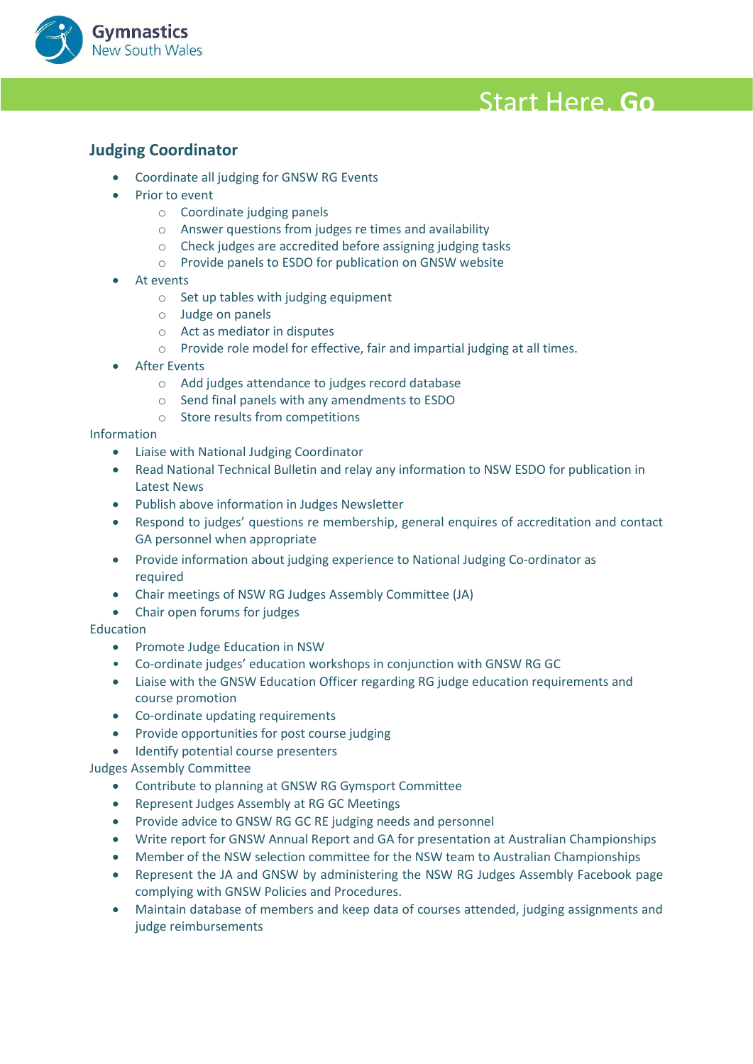## Judging Coordinator

- Coordinate all judging for GNSW RG Events
- Prior to event
    - Coordinate judging panels
    - Answer questions from judges re times and availability
    - Check judges are accredited before assigning judging tasks
    - Provide panels to ESDO for publication on GNSW website
- At events
    - Set up tables with judging equipment
    - Judge on panels
    - Act as mediator in disputes
    - Provide role model for effective, fair and impartial judging at all times.
- After Events
    - Add judges attendance to judges record database
    - Send final panels with any amendments to ESDO
    - Store results from competitions

Information

- Liaise with National Judging Coordinator
- Read National Technical Bulletin and relay any information to NSW ESDO for publication in Latest News
- Publish above information in Judges Newsletter
- Respond to judges' questions re membership, general enquires of accreditation and contact GA personnel when appropriate
- Provide information about judging experience to National Judging Co-ordinator as required
- Chair meetings of NSW RG Judges Assembly Committee (JA)
- Chair open forums for judges

Education

- Promote Judge Education in NSW
- Co-ordinate judges' education workshops in conjunction with GNSW RG GC
- Liaise with the GNSW Education Officer regarding RG judge education requirements and course promotion
- Co-ordinate updating requirements
- Provide opportunities for post course judging
- Identify potential course presenters

Judges Assembly Committee

- Contribute to planning at GNSW RG Gymsport Committee
- Represent Judges Assembly at RG GC Meetings
- Provide advice to GNSW RG GC RE judging needs and personnel
- Write report for GNSW Annual Report and GA for presentation at Australian Championships
- Member of the NSW selection committee for the NSW team to Australian Championships
- Represent the JA and GNSW by administering the NSW RG Judges Assembly Facebook page complying with GNSW Policies and Procedures.
- Maintain database of members and keep data of courses attended, judging assignments and judge reimbursements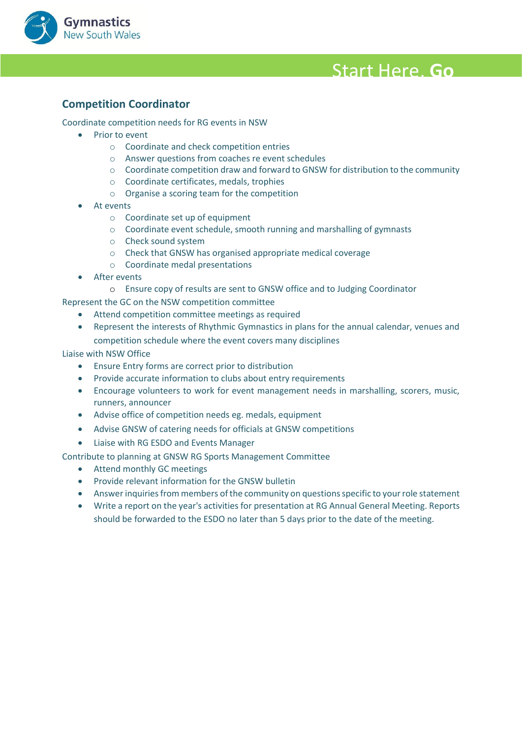## Competition Coordinator

Coordinate competition needs for RG events in NSW

- Prior to event
  - Coordinate and check competition entries
  - Answer questions from coaches re event schedules
  - Coordinate competition draw and forward to GNSW for distribution to the community
  - Coordinate certificates, medals, trophies
  - Organise a scoring team for the competition
- At events
  - Coordinate set up of equipment
  - Coordinate event schedule, smooth running and marshalling of gymnasts
  - Check sound system
  - Check that GNSW has organised appropriate medical coverage
  - Coordinate medal presentations
- After events
  - Ensure copy of results are sent to GNSW office and to Judging Coordinator

Represent the GC on the NSW competition committee

- Attend competition committee meetings as required
- Represent the interests of Rhythmic Gymnastics in plans for the annual calendar, venues and competition schedule where the event covers many disciplines

Liaise with NSW Office

- Ensure Entry forms are correct prior to distribution
- Provide accurate information to clubs about entry requirements
- Encourage volunteers to work for event management needs in marshalling, scorers, music, runners, announcer
- Advise office of competition needs eg. medals, equipment
- Advise GNSW of catering needs for officials at GNSW competitions
- Liaise with RG ESDO and Events Manager

Contribute to planning at GNSW RG Sports Management Committee

- Attend monthly GC meetings
- Provide relevant information for the GNSW bulletin
- Answer inquiries from members of the community on questions specific to your role statement
- Write a report on the year's activities for presentation at RG Annual General Meeting. Reports should be forwarded to the ESDO no later than 5 days prior to the date of the meeting.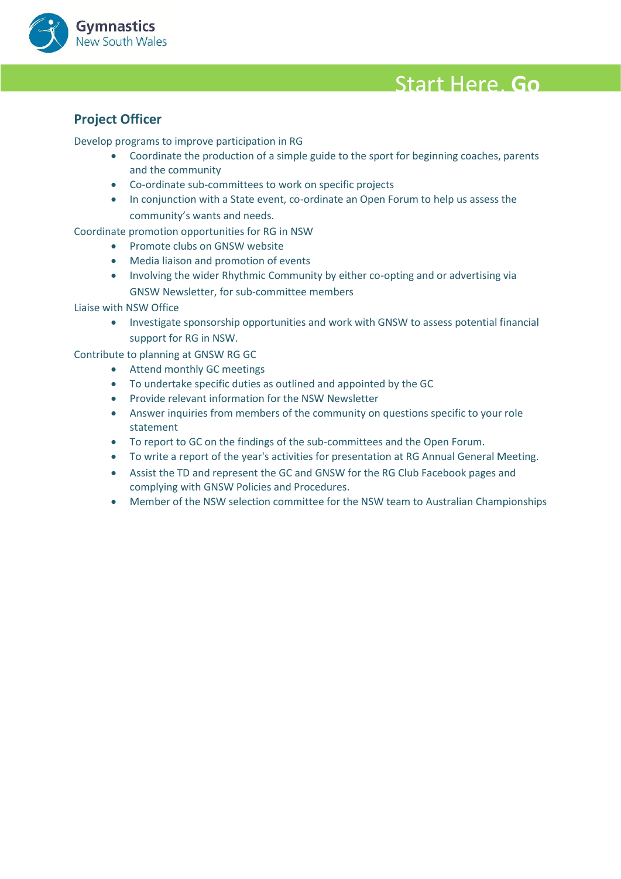## Project Officer

Develop programs to improve participation in RG

- Coordinate the production of a simple guide to the sport for beginning coaches, parents and the community
- Co-ordinate sub-committees to work on specific projects
- In conjunction with a State event, co-ordinate an Open Forum to help us assess the community's wants and needs.

Coordinate promotion opportunities for RG in NSW

- Promote clubs on GNSW website
- Media liaison and promotion of events
- Involving the wider Rhythmic Community by either co-opting and or advertising via GNSW Newsletter, for sub-committee members

Liaise with NSW Office

- Investigate sponsorship opportunities and work with GNSW to assess potential financial support for RG in NSW.

Contribute to planning at GNSW RG GC

- Attend monthly GC meetings
- To undertake specific duties as outlined and appointed by the GC
- Provide relevant information for the NSW Newsletter
- Answer inquiries from members of the community on questions specific to your role statement
- To report to GC on the findings of the sub-committees and the Open Forum.
- To write a report of the year's activities for presentation at RG Annual General Meeting.
- Assist the TD and represent the GC and GNSW for the RG Club Facebook pages and complying with GNSW Policies and Procedures.
- Member of the NSW selection committee for the NSW team to Australian Championships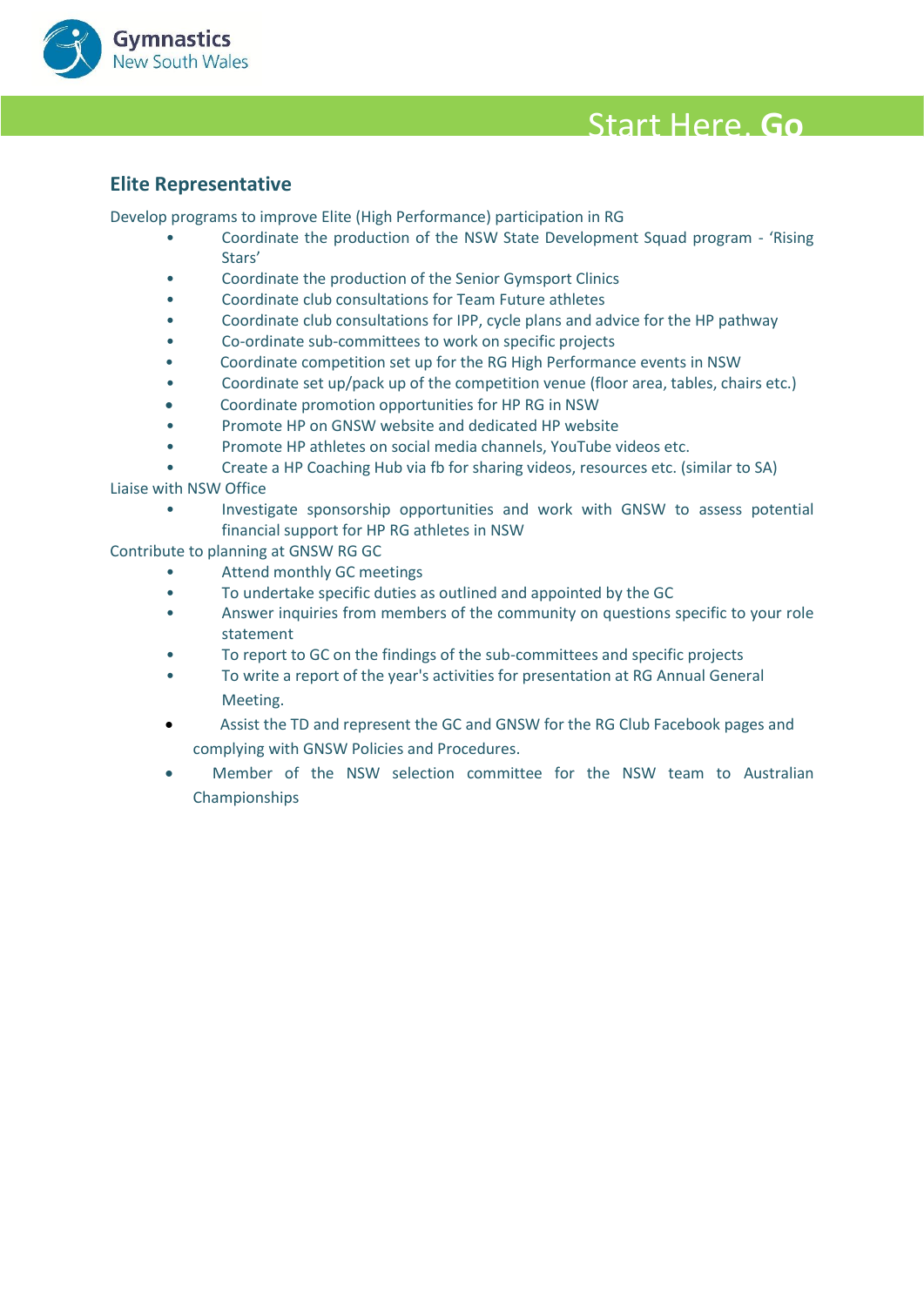## Elite Representative

Develop programs to improve Elite (High Performance) participation in RG

- Coordinate the production of the NSW State Development Squad program - 'Rising Stars'
- Coordinate the production of the Senior Gymsport Clinics
- Coordinate club consultations for Team Future athletes
- Coordinate club consultations for IPP, cycle plans and advice for the HP pathway
- Co-ordinate sub-committees to work on specific projects
- Coordinate competition set up for the RG High Performance events in NSW
- Coordinate set up/pack up of the competition venue (floor area, tables, chairs etc.)
- Coordinate promotion opportunities for HP RG in NSW
- Promote HP on GNSW website and dedicated HP website
- Promote HP athletes on social media channels, YouTube videos etc.
- Create a HP Coaching Hub via fb for sharing videos, resources etc. (similar to SA)

Liaise with NSW Office

- Investigate sponsorship opportunities and work with GNSW to assess potential financial support for HP RG athletes in NSW

Contribute to planning at GNSW RG GC

- Attend monthly GC meetings
- To undertake specific duties as outlined and appointed by the GC
- Answer inquiries from members of the community on questions specific to your role statement
- To report to GC on the findings of the sub-committees and specific projects
- To write a report of the year's activities for presentation at RG Annual General Meeting.
- Assist the TD and represent the GC and GNSW for the RG Club Facebook pages and complying with GNSW Policies and Procedures.
- Member of the NSW selection committee for the NSW team to Australian Championships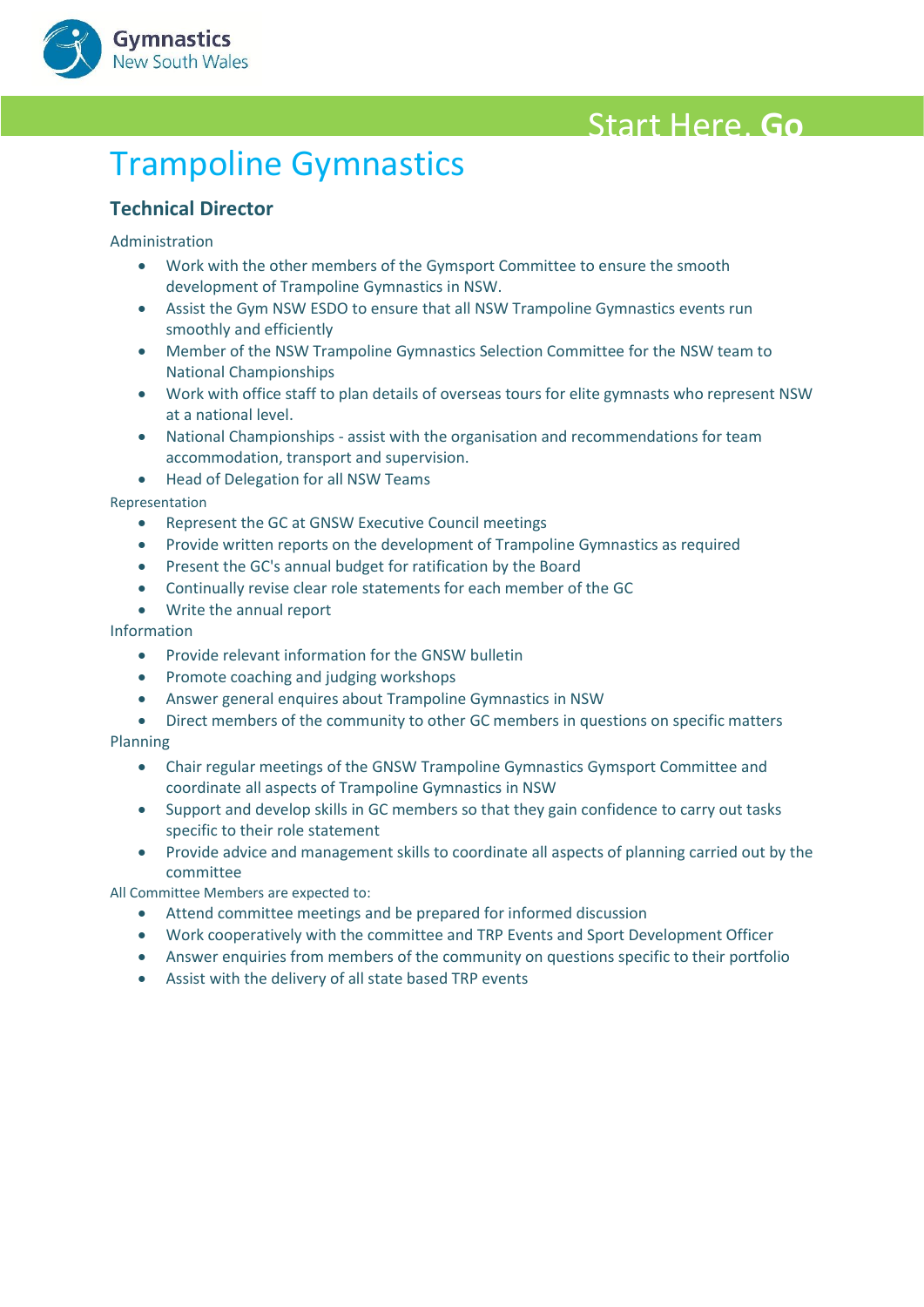# Trampoline Gymnastics

## Technical Director

Administration

- Work with the other members of the Gymsport Committee to ensure the smooth development of Trampoline Gymnastics in NSW.
- Assist the Gym NSW ESDO to ensure that all NSW Trampoline Gymnastics events run smoothly and efficiently
- Member of the NSW Trampoline Gymnastics Selection Committee for the NSW team to National Championships
- Work with office staff to plan details of overseas tours for elite gymnasts who represent NSW at a national level.
- National Championships - assist with the organisation and recommendations for team accommodation, transport and supervision.
- Head of Delegation for all NSW Teams

Representation

- Represent the GC at GNSW Executive Council meetings
- Provide written reports on the development of Trampoline Gymnastics as required
- Present the GC's annual budget for ratification by the Board
- Continually revise clear role statements for each member of the GC
- Write the annual report

Information

- Provide relevant information for the GNSW bulletin
- Promote coaching and judging workshops
- Answer general enquires about Trampoline Gymnastics in NSW
- Direct members of the community to other GC members in questions on specific matters

Planning

- Chair regular meetings of the GNSW Trampoline Gymnastics Gymsport Committee and coordinate all aspects of Trampoline Gymnastics in NSW
- Support and develop skills in GC members so that they gain confidence to carry out tasks specific to their role statement
- Provide advice and management skills to coordinate all aspects of planning carried out by the committee

All Committee Members are expected to:

- Attend committee meetings and be prepared for informed discussion
- Work cooperatively with the committee and TRP Events and Sport Development Officer
- Answer enquiries from members of the community on questions specific to their portfolio
- Assist with the delivery of all state based TRP events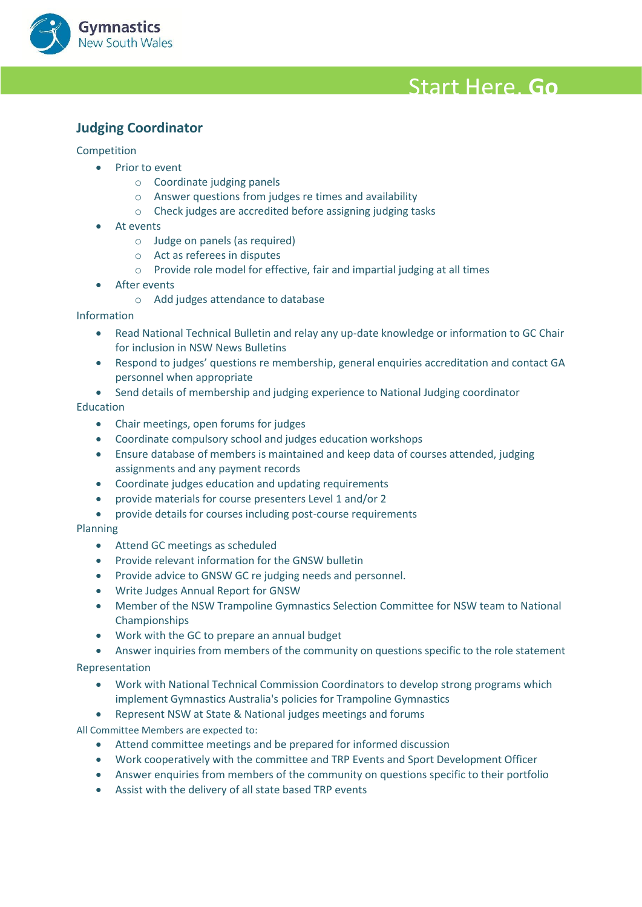## Judging Coordinator

Competition

- Prior to event
  - Coordinate judging panels
  - Answer questions from judges re times and availability
  - Check judges are accredited before assigning judging tasks
- At events
  - Judge on panels (as required)
  - Act as referees in disputes
  - Provide role model for effective, fair and impartial judging at all times
- After events
  - Add judges attendance to database

Information

- Read National Technical Bulletin and relay any up-date knowledge or information to GC Chair for inclusion in NSW News Bulletins
- Respond to judges' questions re membership, general enquiries accreditation and contact GA personnel when appropriate
- Send details of membership and judging experience to National Judging coordinator

Education

- Chair meetings, open forums for judges
- Coordinate compulsory school and judges education workshops
- Ensure database of members is maintained and keep data of courses attended, judging assignments and any payment records
- Coordinate judges education and updating requirements
- provide materials for course presenters Level 1 and/or 2
- provide details for courses including post-course requirements

Planning

- Attend GC meetings as scheduled
- Provide relevant information for the GNSW bulletin
- Provide advice to GNSW GC re judging needs and personnel.
- Write Judges Annual Report for GNSW
- Member of the NSW Trampoline Gymnastics Selection Committee for NSW team to National Championships
- Work with the GC to prepare an annual budget
- Answer inquiries from members of the community on questions specific to the role statement

Representation

- Work with National Technical Commission Coordinators to develop strong programs which implement Gymnastics Australia's policies for Trampoline Gymnastics
- Represent NSW at State & National judges meetings and forums

All Committee Members are expected to:

- Attend committee meetings and be prepared for informed discussion
- Work cooperatively with the committee and TRP Events and Sport Development Officer
- Answer enquiries from members of the community on questions specific to their portfolio
- Assist with the delivery of all state based TRP events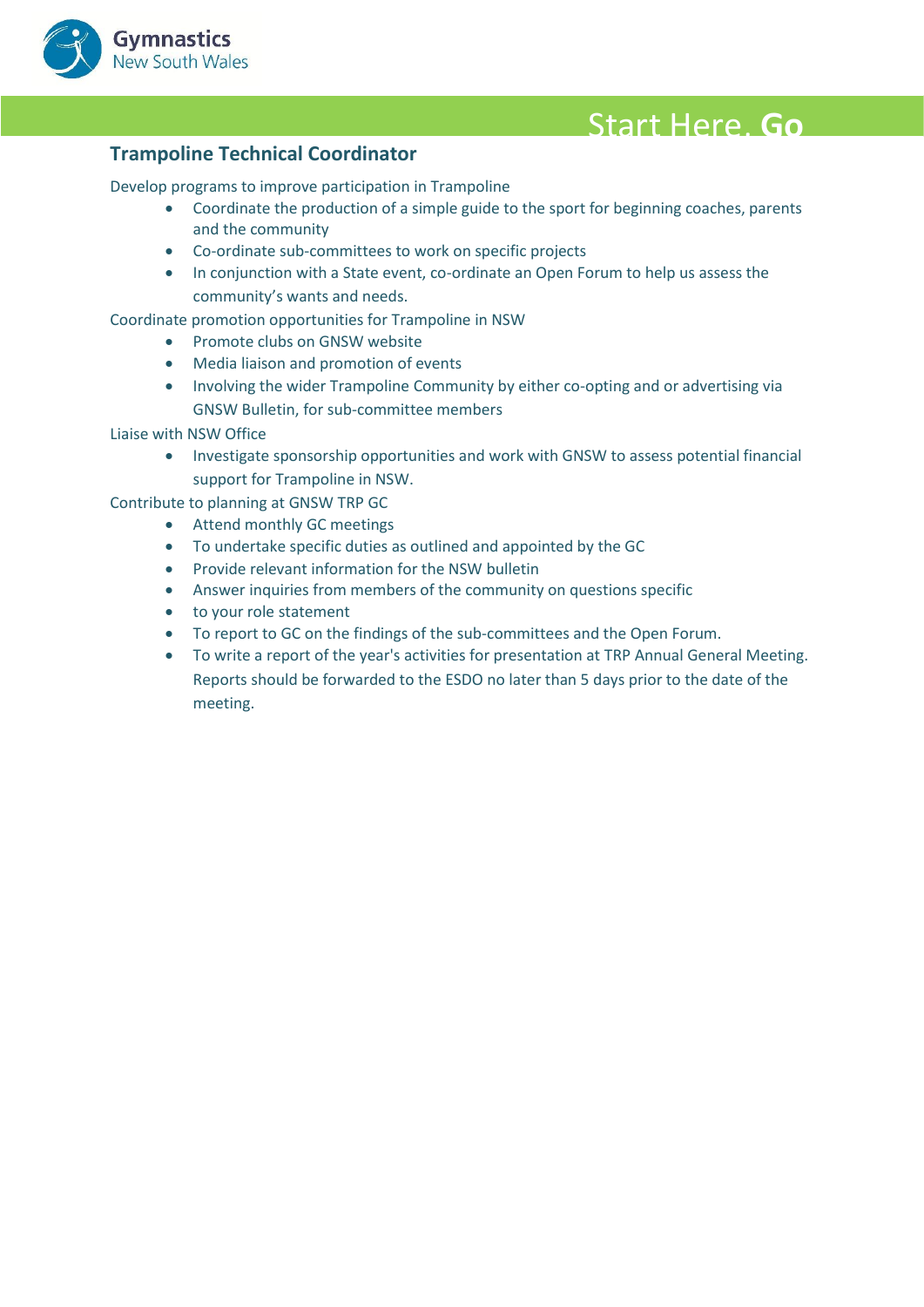## Trampoline Technical Coordinator

Develop programs to improve participation in Trampoline

- Coordinate the production of a simple guide to the sport for beginning coaches, parents and the community
- Co-ordinate sub-committees to work on specific projects
- In conjunction with a State event, co-ordinate an Open Forum to help us assess the community's wants and needs.

Coordinate promotion opportunities for Trampoline in NSW

- Promote clubs on GNSW website
- Media liaison and promotion of events
- Involving the wider Trampoline Community by either co-opting and or advertising via GNSW Bulletin, for sub-committee members

Liaise with NSW Office

- Investigate sponsorship opportunities and work with GNSW to assess potential financial support for Trampoline in NSW.

Contribute to planning at GNSW TRP GC

- Attend monthly GC meetings
- To undertake specific duties as outlined and appointed by the GC
- Provide relevant information for the NSW bulletin
- Answer inquiries from members of the community on questions specific
- to your role statement
- To report to GC on the findings of the sub-committees and the Open Forum.
- To write a report of the year's activities for presentation at TRP Annual General Meeting. Reports should be forwarded to the ESDO no later than 5 days prior to the date of the meeting.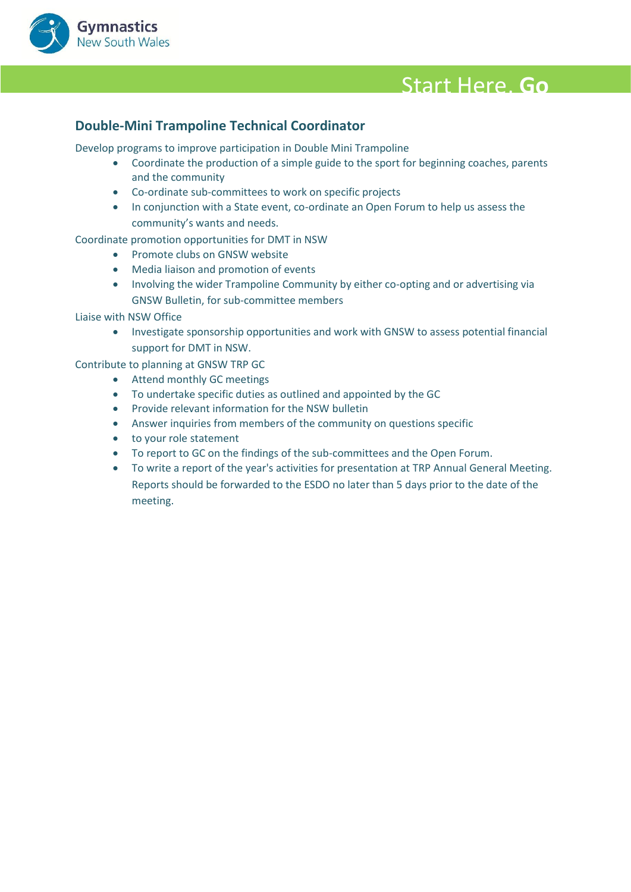## Double-Mini Trampoline Technical Coordinator

Develop programs to improve participation in Double Mini Trampoline

- Coordinate the production of a simple guide to the sport for beginning coaches, parents and the community
- Co-ordinate sub-committees to work on specific projects
- In conjunction with a State event, co-ordinate an Open Forum to help us assess the community's wants and needs.

Coordinate promotion opportunities for DMT in NSW

- Promote clubs on GNSW website
- Media liaison and promotion of events
- Involving the wider Trampoline Community by either co-opting and or advertising via GNSW Bulletin, for sub-committee members

Liaise with NSW Office

- Investigate sponsorship opportunities and work with GNSW to assess potential financial support for DMT in NSW.

Contribute to planning at GNSW TRP GC

- Attend monthly GC meetings
- To undertake specific duties as outlined and appointed by the GC
- Provide relevant information for the NSW bulletin
- Answer inquiries from members of the community on questions specific
- to your role statement
- To report to GC on the findings of the sub-committees and the Open Forum.
- To write a report of the year's activities for presentation at TRP Annual General Meeting. Reports should be forwarded to the ESDO no later than 5 days prior to the date of the meeting.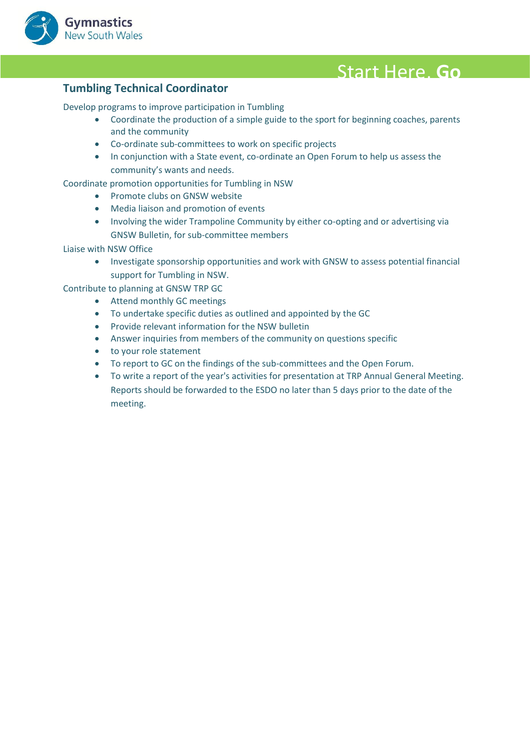## Tumbling Technical Coordinator

Develop programs to improve participation in Tumbling

- Coordinate the production of a simple guide to the sport for beginning coaches, parents and the community
- Co-ordinate sub-committees to work on specific projects
- In conjunction with a State event, co-ordinate an Open Forum to help us assess the community's wants and needs.

Coordinate promotion opportunities for Tumbling in NSW

- Promote clubs on GNSW website
- Media liaison and promotion of events
- Involving the wider Trampoline Community by either co-opting and or advertising via GNSW Bulletin, for sub-committee members

Liaise with NSW Office

- Investigate sponsorship opportunities and work with GNSW to assess potential financial support for Tumbling in NSW.

Contribute to planning at GNSW TRP GC

- Attend monthly GC meetings
- To undertake specific duties as outlined and appointed by the GC
- Provide relevant information for the NSW bulletin
- Answer inquiries from members of the community on questions specific
- to your role statement
- To report to GC on the findings of the sub-committees and the Open Forum.
- To write a report of the year's activities for presentation at TRP Annual General Meeting. Reports should be forwarded to the ESDO no later than 5 days prior to the date of the meeting.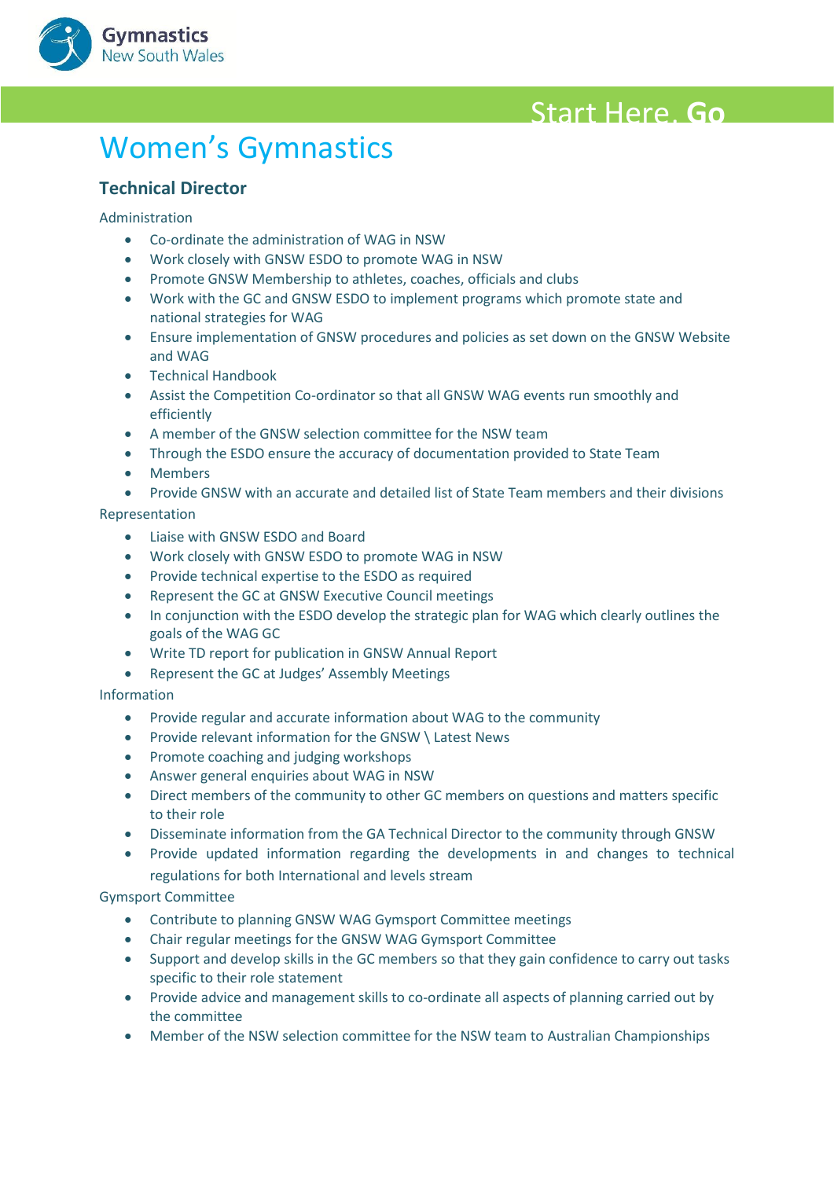# Women's Gymnastics

## Technical Director

Administration

- Co-ordinate the administration of WAG in NSW
- Work closely with GNSW ESDO to promote WAG in NSW
- Promote GNSW Membership to athletes, coaches, officials and clubs
- Work with the GC and GNSW ESDO to implement programs which promote state and national strategies for WAG
- Ensure implementation of GNSW procedures and policies as set down on the GNSW Website and WAG
- Technical Handbook
- Assist the Competition Co-ordinator so that all GNSW WAG events run smoothly and efficiently
- A member of the GNSW selection committee for the NSW team
- Through the ESDO ensure the accuracy of documentation provided to State Team
- Members
- Provide GNSW with an accurate and detailed list of State Team members and their divisions

Representation

- Liaise with GNSW ESDO and Board
- Work closely with GNSW ESDO to promote WAG in NSW
- Provide technical expertise to the ESDO as required
- Represent the GC at GNSW Executive Council meetings
- In conjunction with the ESDO develop the strategic plan for WAG which clearly outlines the goals of the WAG GC
- Write TD report for publication in GNSW Annual Report
- Represent the GC at Judges' Assembly Meetings

Information

- Provide regular and accurate information about WAG to the community
- Provide relevant information for the GNSW \ Latest News
- Promote coaching and judging workshops
- Answer general enquiries about WAG in NSW
- Direct members of the community to other GC members on questions and matters specific to their role
- Disseminate information from the GA Technical Director to the community through GNSW
- Provide updated information regarding the developments in and changes to technical regulations for both International and levels stream

Gymsport Committee

- Contribute to planning GNSW WAG Gymsport Committee meetings
- Chair regular meetings for the GNSW WAG Gymsport Committee
- Support and develop skills in the GC members so that they gain confidence to carry out tasks specific to their role statement
- Provide advice and management skills to co-ordinate all aspects of planning carried out by the committee
- Member of the NSW selection committee for the NSW team to Australian Championships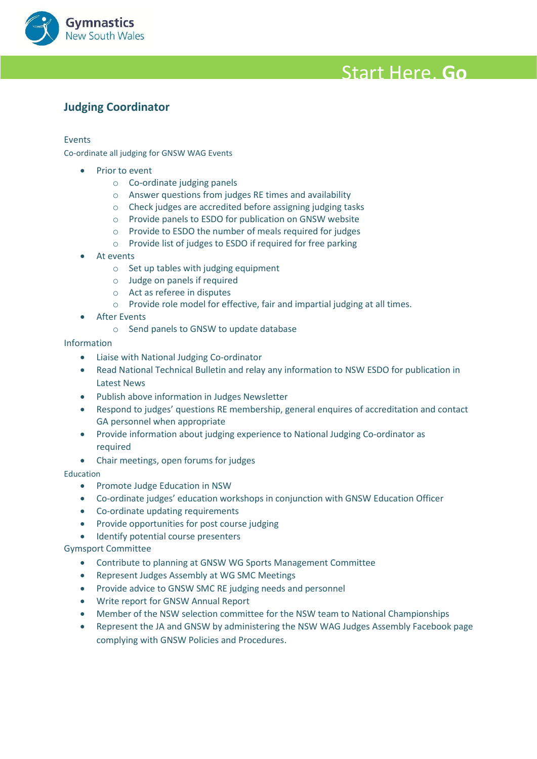## Judging Coordinator

Events

Co-ordinate all judging for GNSW WAG Events

- Prior to event
  - Co-ordinate judging panels
  - Answer questions from judges RE times and availability
  - Check judges are accredited before assigning judging tasks
  - Provide panels to ESDO for publication on GNSW website
  - Provide to ESDO the number of meals required for judges
  - Provide list of judges to ESDO if required for free parking
- At events
  - Set up tables with judging equipment
  - Judge on panels if required
  - Act as referee in disputes
  - Provide role model for effective, fair and impartial judging at all times.
- After Events
  - Send panels to GNSW to update database

Information

- Liaise with National Judging Co-ordinator
- Read National Technical Bulletin and relay any information to NSW ESDO for publication in Latest News
- Publish above information in Judges Newsletter
- Respond to judges' questions RE membership, general enquires of accreditation and contact GA personnel when appropriate
- Provide information about judging experience to National Judging Co-ordinator as required
- Chair meetings, open forums for judges

Education

- Promote Judge Education in NSW
- Co-ordinate judges' education workshops in conjunction with GNSW Education Officer
- Co-ordinate updating requirements
- Provide opportunities for post course judging
- Identify potential course presenters

Gymsport Committee

- Contribute to planning at GNSW WG Sports Management Committee
- Represent Judges Assembly at WG SMC Meetings
- Provide advice to GNSW SMC RE judging needs and personnel
- Write report for GNSW Annual Report
- Member of the NSW selection committee for the NSW team to National Championships
- Represent the JA and GNSW by administering the NSW WAG Judges Assembly Facebook page complying with GNSW Policies and Procedures.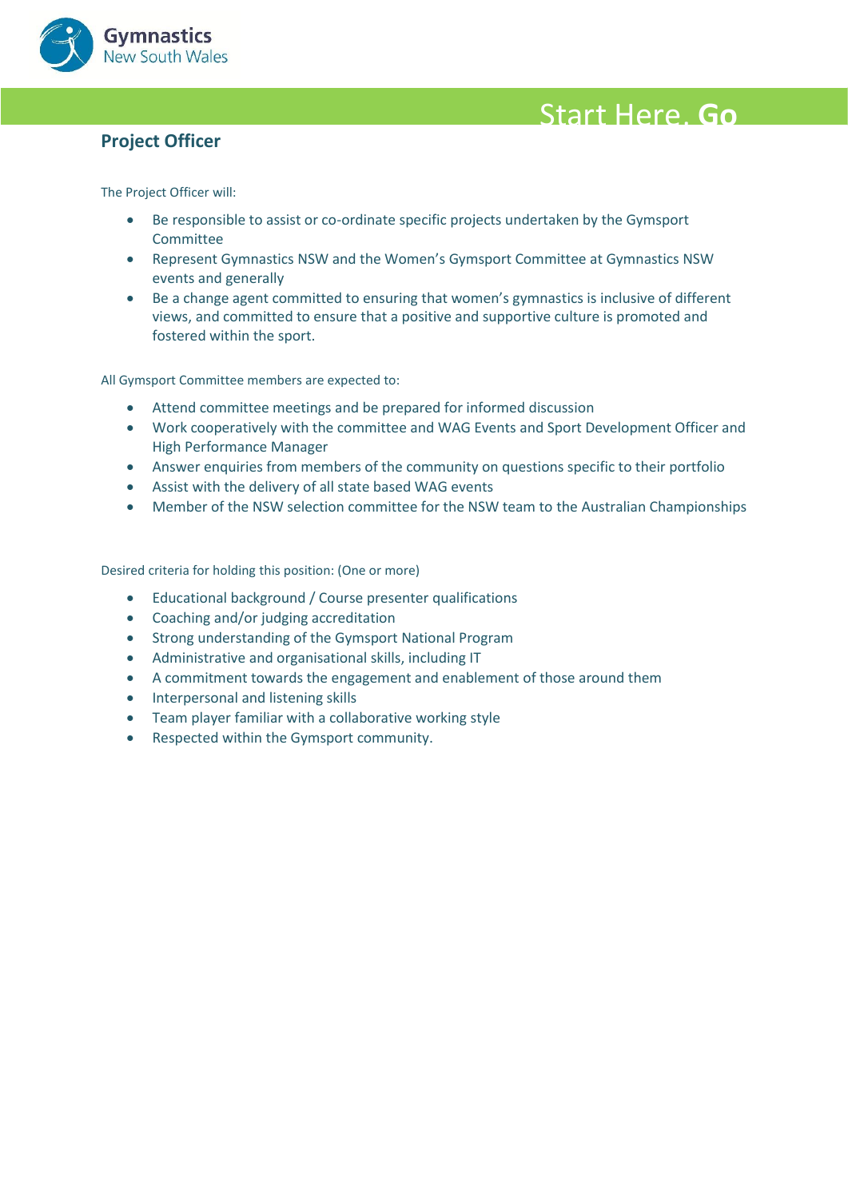## Project Officer

The Project Officer will:

- Be responsible to assist or co-ordinate specific projects undertaken by the Gymsport Committee
- Represent Gymnastics NSW and the Women's Gymsport Committee at Gymnastics NSW events and generally
- Be a change agent committed to ensuring that women's gymnastics is inclusive of different views, and committed to ensure that a positive and supportive culture is promoted and fostered within the sport.

All Gymsport Committee members are expected to:

- Attend committee meetings and be prepared for informed discussion
- Work cooperatively with the committee and WAG Events and Sport Development Officer and High Performance Manager
- Answer enquiries from members of the community on questions specific to their portfolio
- Assist with the delivery of all state based WAG events
- Member of the NSW selection committee for the NSW team to the Australian Championships

Desired criteria for holding this position: (One or more)

- Educational background / Course presenter qualifications
- Coaching and/or judging accreditation
- Strong understanding of the Gymsport National Program
- Administrative and organisational skills, including IT
- A commitment towards the engagement and enablement of those around them
- Interpersonal and listening skills
- Team player familiar with a collaborative working style
- Respected within the Gymsport community.